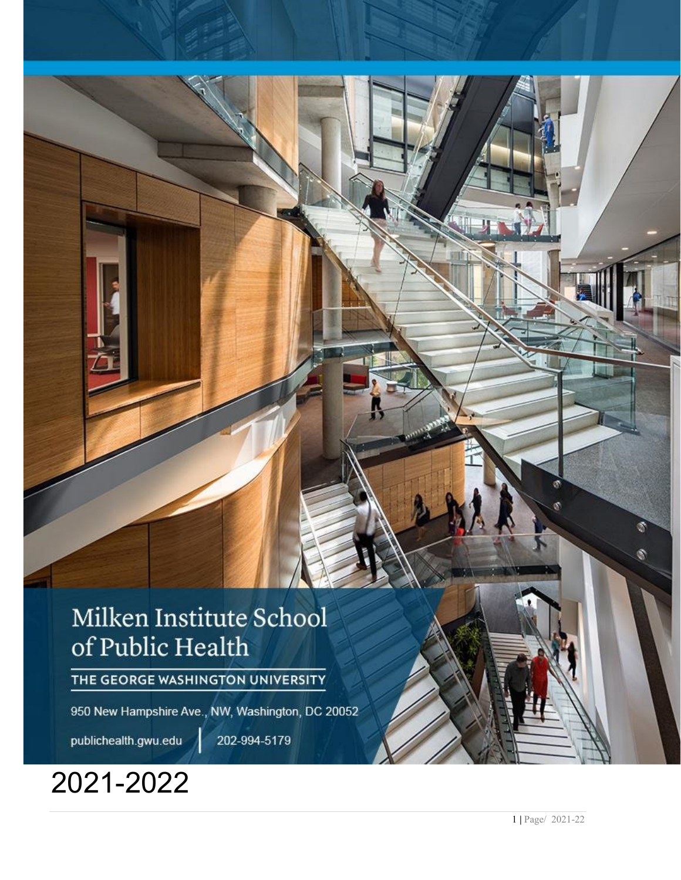# Milken Institute School of Public Health

THE GEORGE WASHINGTON UNIVERSITY

950 New Hampshire Ave., NW, Washington, DC 20052

publichealth.gwu.edu | 202-994-5179

# 2021-2022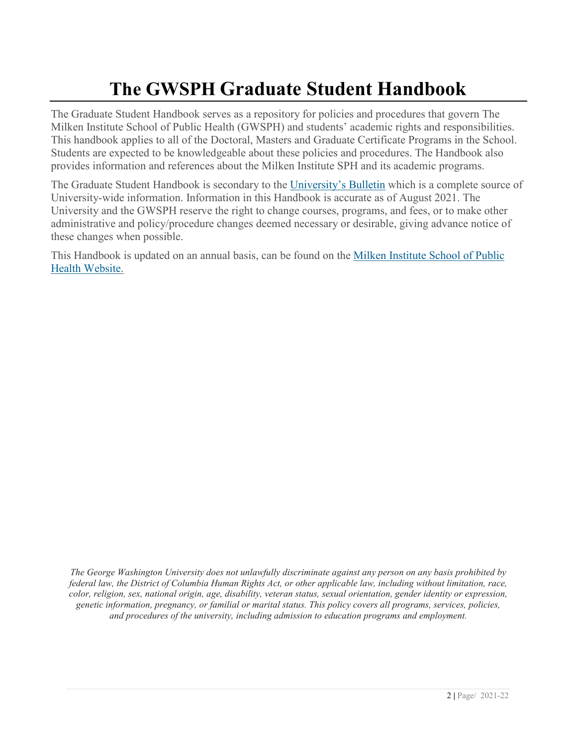# The GWSPH Graduate Student Handbook

The Graduate Student Handbook serves as a repository for policies and procedures that govern The Milken Institute School of Public Health (GWSPH) and students' academic rights and responsibilities. This handbook applies to all of the Doctoral, Masters and Graduate Certificate Programs in the School. Students are expected to be knowledgeable about these policies and procedures. The Handbook also provides information and references about the Milken Institute SPH and its academic programs.

The Graduate Student Handbook is secondary to the University's Bulletin which is a complete source of University-wide information. Information in this Handbook is accurate as of August 2021. The University and the GWSPH reserve the right to change courses, programs, and fees, or to make other administrative and policy/procedure changes deemed necessary or desirable, giving advance notice of these changes when possible.

This Handbook is updated on an annual basis, can be found on the Milken Institute School of Public Health Website.

*The George Washington University does not unlawfully discriminate against any person on any basis prohibited by federal law, the District of Columbia Human Rights Act, or other applicable law, including without limitation, race, color, religion, sex, national origin, age, disability, veteran status, sexual orientation, gender identity or expression, genetic information, pregnancy, or familial or marital status. This policy covers all programs, services, policies, and procedures of the university, including admission to education programs and employment.*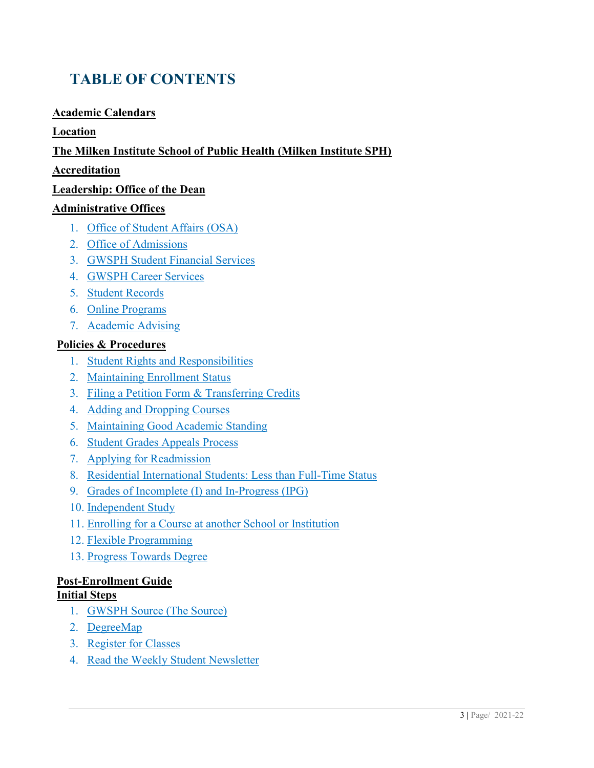# TABLE OF CONTENTS

**Academic Calendars**

**Location**

**The Milken Institute School of Public Health (Milken Institute SPH)**

**Accreditation**

**Leadership: Office of the Dean**

**Administrative Offices**

1. Office of Student Affairs (OSA)
2. Office of Admissions
3. GWSPH Student Financial Services
4. GWSPH Career Services
5. Student Records
6. Online Programs
7. Academic Advising

**Policies & Procedures**

1. Student Rights and Responsibilities
2. Maintaining Enrollment Status
3. Filing a Petition Form & Transferring Credits
4. Adding and Dropping Courses
5. Maintaining Good Academic Standing
6. Student Grades Appeals Process
7. Applying for Readmission
8. Residential International Students: Less than Full-Time Status
9. Grades of Incomplete (I) and In-Progress (IPG)
10. Independent Study
11. Enrolling for a Course at another School or Institution
12. Flexible Programming
13. Progress Towards Degree

**Post-Enrollment Guide**

**Initial Steps**

1. GWSPH Source (The Source)
2. DegreeMap
3. Register for Classes
4. Read the Weekly Student Newsletter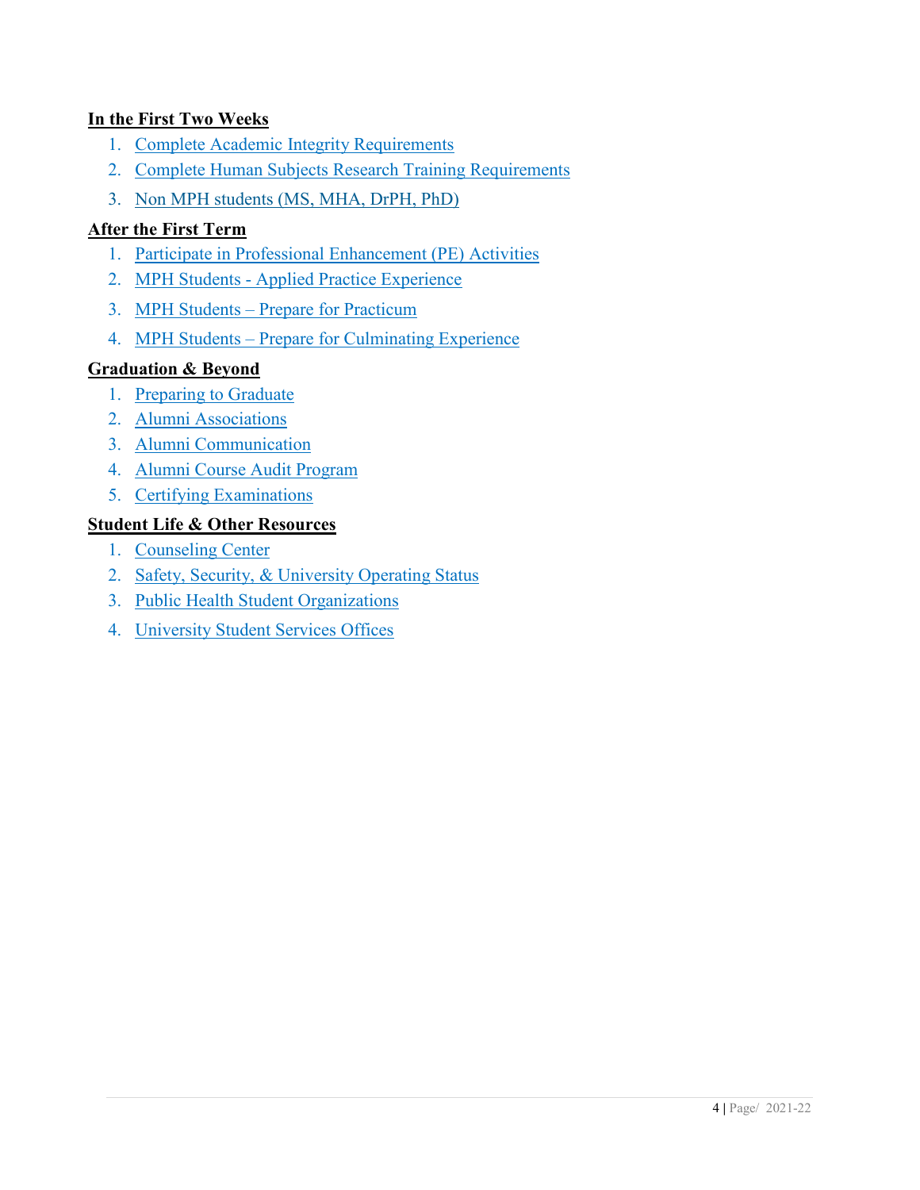**In the First Two Weeks**

1. Complete Academic Integrity Requirements
2. Complete Human Subjects Research Training Requirements
3. Non MPH students (MS, MHA, DrPH, PhD)

**After the First Term**

1. Participate in Professional Enhancement (PE) Activities
2. MPH Students - Applied Practice Experience
3. MPH Students – Prepare for Practicum
4. MPH Students – Prepare for Culminating Experience

**Graduation & Beyond**

1. Preparing to Graduate
2. Alumni Associations
3. Alumni Communication
4. Alumni Course Audit Program
5. Certifying Examinations

**Student Life & Other Resources**

1. Counseling Center
2. Safety, Security, & University Operating Status
3. Public Health Student Organizations
4. University Student Services Offices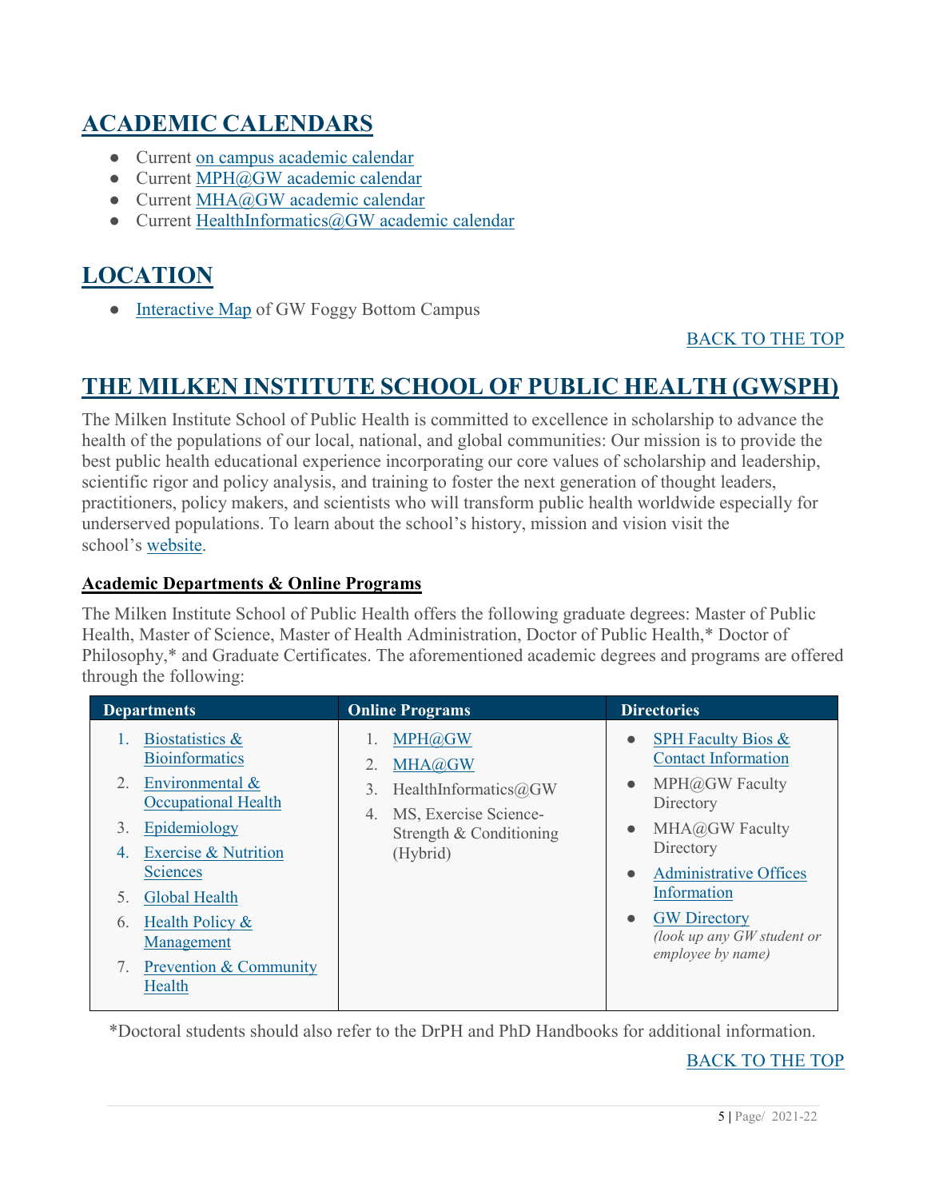## ACADEMIC CALENDARS

- Current on campus academic calendar
- Current MPH@GW academic calendar
- Current MHA@GW academic calendar
- Current HealthInformatics@GW academic calendar

## LOCATION

- Interactive Map of GW Foggy Bottom Campus

BACK TO THE TOP

## THE MILKEN INSTITUTE SCHOOL OF PUBLIC HEALTH (GWSPH)

The Milken Institute School of Public Health is committed to excellence in scholarship to advance the health of the populations of our local, national, and global communities: Our mission is to provide the best public health educational experience incorporating our core values of scholarship and leadership, scientific rigor and policy analysis, and training to foster the next generation of thought leaders, practitioners, policy makers, and scientists who will transform public health worldwide especially for underserved populations. To learn about the school's history, mission and vision visit the school's website.

### Academic Departments & Online Programs

The Milken Institute School of Public Health offers the following graduate degrees: Master of Public Health, Master of Science, Master of Health Administration, Doctor of Public Health,* Doctor of Philosophy,* and Graduate Certificates. The aforementioned academic degrees and programs are offered through the following:

| Departments | Online Programs | Directories |
|---|---|---|
| 1. Biostatistics & Bioinformatics<br>2. Environmental & Occupational Health<br>3. Epidemiology<br>4. Exercise & Nutrition Sciences<br>5. Global Health<br>6. Health Policy & Management<br>7. Prevention & Community Health | 1. MPH@GW<br>2. MHA@GW<br>3. HealthInformatics@GW<br>4. MS, Exercise Science-Strength & Conditioning (Hybrid) | • SPH Faculty Bios & Contact Information<br>• MPH@GW Faculty Directory<br>• MHA@GW Faculty Directory<br>• Administrative Offices Information<br>• GW Directory *(look up any GW student or employee by name)* |

*Doctoral students should also refer to the DrPH and PhD Handbooks for additional information.

BACK TO THE TOP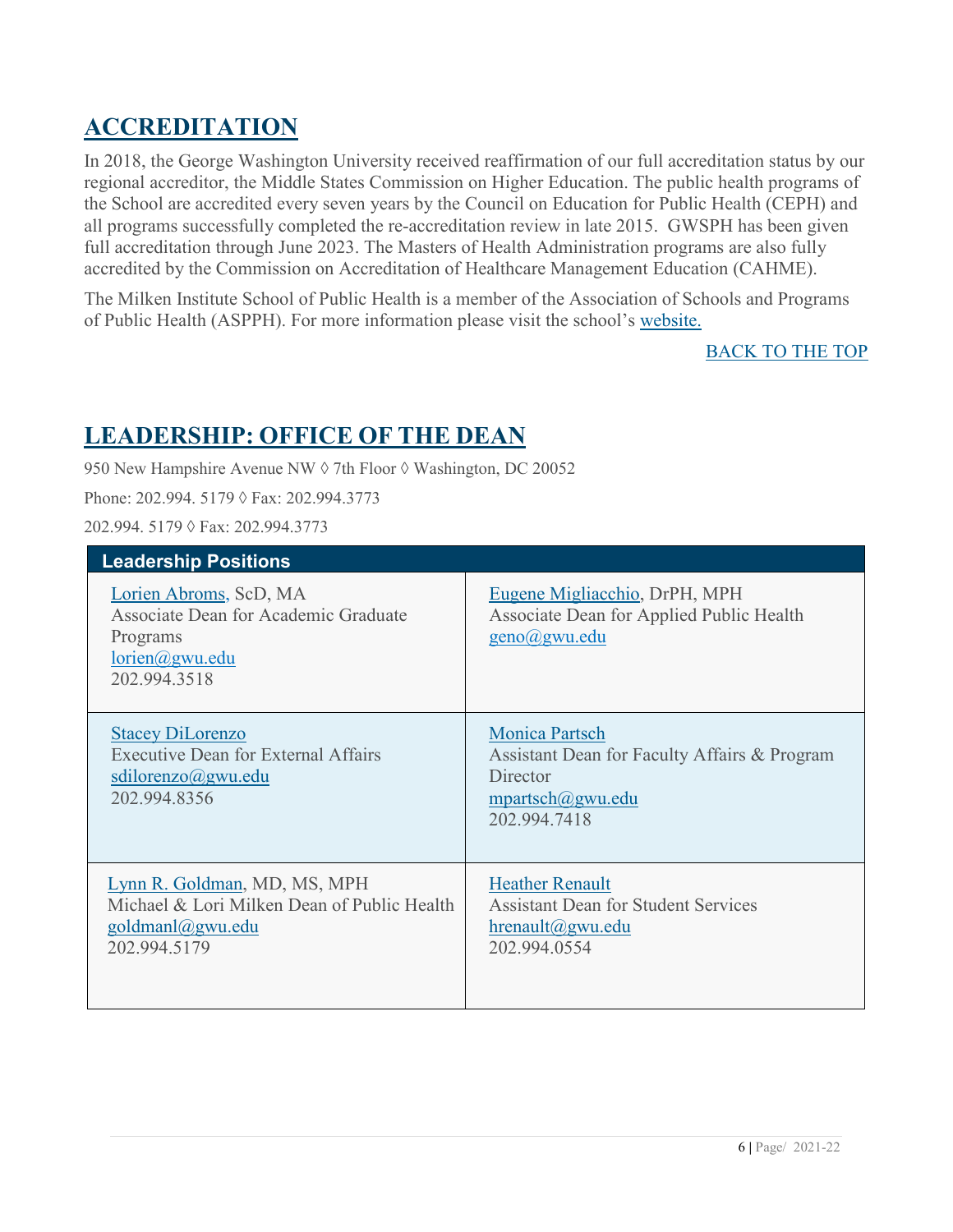## ACCREDITATION

In 2018, the George Washington University received reaffirmation of our full accreditation status by our regional accreditor, the Middle States Commission on Higher Education. The public health programs of the School are accredited every seven years by the Council on Education for Public Health (CEPH) and all programs successfully completed the re-accreditation review in late 2015. GWSPH has been given full accreditation through June 2023. The Masters of Health Administration programs are also fully accredited by the Commission on Accreditation of Healthcare Management Education (CAHME).

The Milken Institute School of Public Health is a member of the Association of Schools and Programs of Public Health (ASPPH). For more information please visit the school's website.

BACK TO THE TOP

## LEADERSHIP: OFFICE OF THE DEAN

950 New Hampshire Avenue NW ◊ 7th Floor ◊ Washington, DC 20052

Phone: 202.994. 5179 ◊ Fax: 202.994.3773

202.994. 5179 ◊ Fax: 202.994.3773

| Leadership Positions | |
|---|---|
| Lorien Abroms, ScD, MA<br>Associate Dean for Academic Graduate Programs<br>lorien@gwu.edu<br>202.994.3518 | Eugene Migliacchio, DrPH, MPH<br>Associate Dean for Applied Public Health<br>geno@gwu.edu |
| Stacey DiLorenzo<br>Executive Dean for External Affairs<br>sdilorenzo@gwu.edu<br>202.994.8356 | Monica Partsch<br>Assistant Dean for Faculty Affairs & Program Director<br>mpartsch@gwu.edu<br>202.994.7418 |
| Lynn R. Goldman, MD, MS, MPH<br>Michael & Lori Milken Dean of Public Health<br>goldmanl@gwu.edu<br>202.994.5179 | Heather Renault<br>Assistant Dean for Student Services<br>hrenault@gwu.edu<br>202.994.0554 |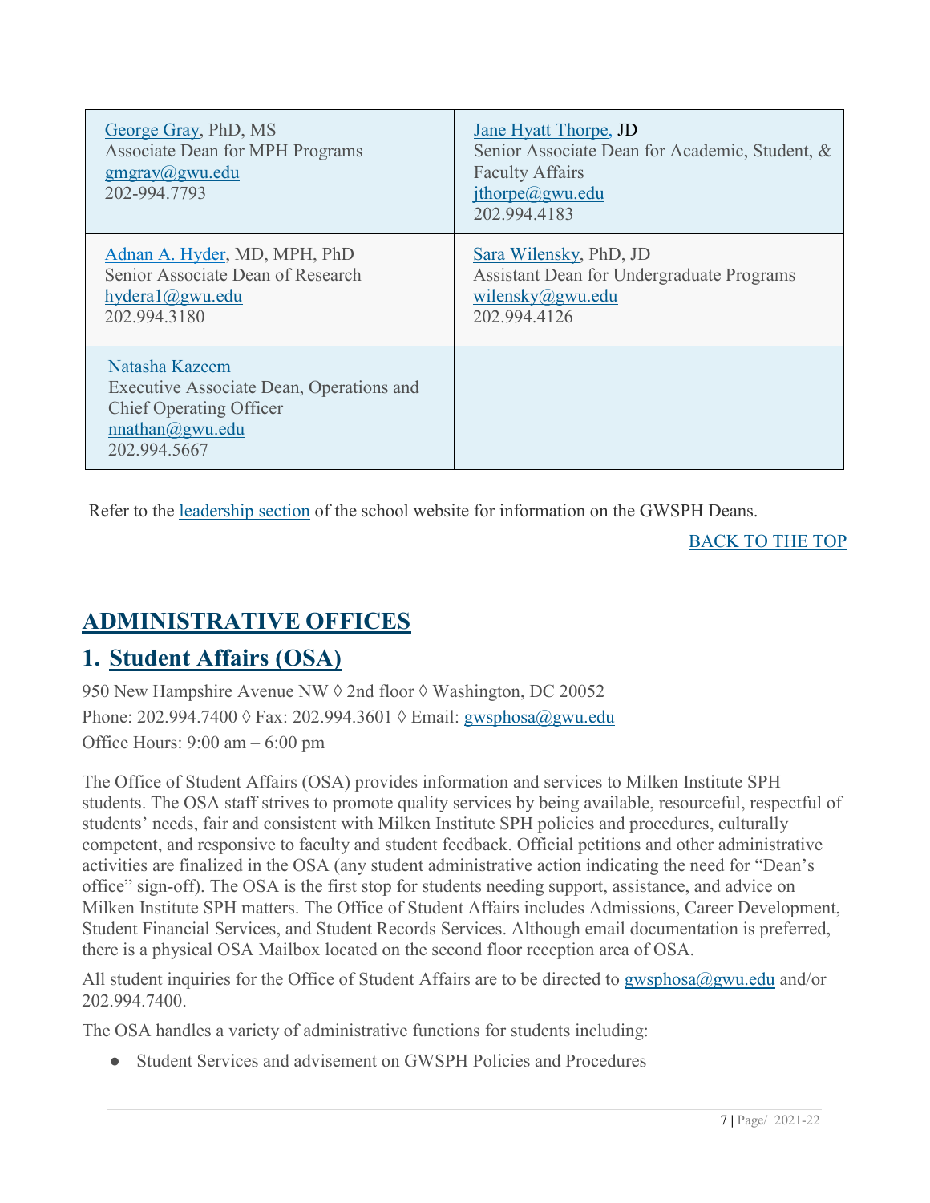| | |
|---|---|
| George Gray, PhD, MS<br>Associate Dean for MPH Programs<br>gmgray@gwu.edu<br>202-994.7793 | Jane Hyatt Thorpe, JD<br>Senior Associate Dean for Academic, Student, & Faculty Affairs<br>jthorpe@gwu.edu<br>202.994.4183 |
| Adnan A. Hyder, MD, MPH, PhD<br>Senior Associate Dean of Research<br>hydera1@gwu.edu<br>202.994.3180 | Sara Wilensky, PhD, JD<br>Assistant Dean for Undergraduate Programs<br>wilensky@gwu.edu<br>202.994.4126 |
| Natasha Kazeem<br>Executive Associate Dean, Operations and Chief Operating Officer<br>nnathan@gwu.edu<br>202.994.5667 | |

Refer to the leadership section of the school website for information on the GWSPH Deans.

BACK TO THE TOP

# ADMINISTRATIVE OFFICES

## 1. Student Affairs (OSA)

950 New Hampshire Avenue NW ◊ 2nd floor ◊ Washington, DC 20052
Phone: 202.994.7400 ◊ Fax: 202.994.3601 ◊ Email: gwsphosa@gwu.edu
Office Hours: 9:00 am – 6:00 pm

The Office of Student Affairs (OSA) provides information and services to Milken Institute SPH students. The OSA staff strives to promote quality services by being available, resourceful, respectful of students' needs, fair and consistent with Milken Institute SPH policies and procedures, culturally competent, and responsive to faculty and student feedback. Official petitions and other administrative activities are finalized in the OSA (any student administrative action indicating the need for "Dean's office" sign-off). The OSA is the first stop for students needing support, assistance, and advice on Milken Institute SPH matters. The Office of Student Affairs includes Admissions, Career Development, Student Financial Services, and Student Records Services. Although email documentation is preferred, there is a physical OSA Mailbox located on the second floor reception area of OSA.

All student inquiries for the Office of Student Affairs are to be directed to gwsphosa@gwu.edu and/or 202.994.7400.

The OSA handles a variety of administrative functions for students including:

- Student Services and advisement on GWSPH Policies and Procedures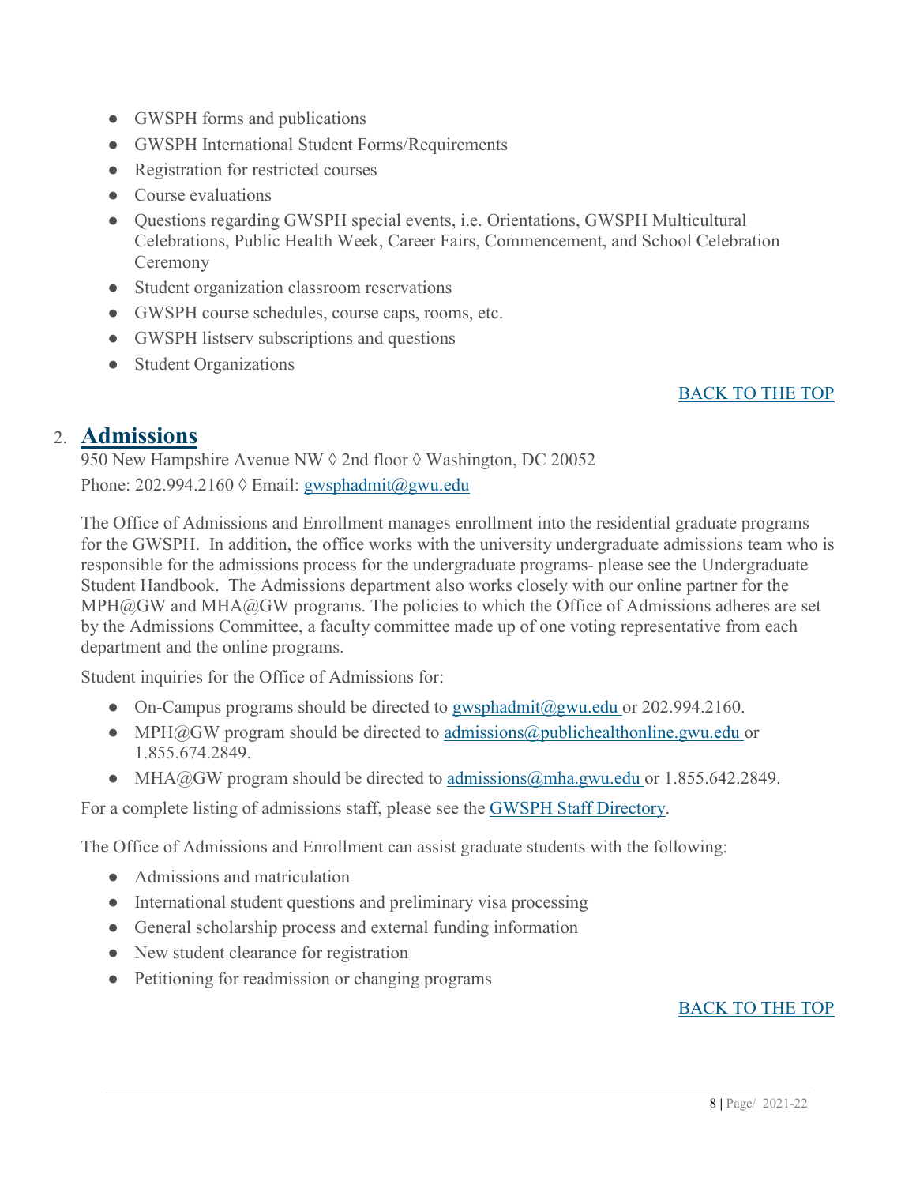- GWSPH forms and publications
- GWSPH International Student Forms/Requirements
- Registration for restricted courses
- Course evaluations
- Questions regarding GWSPH special events, i.e. Orientations, GWSPH Multicultural Celebrations, Public Health Week, Career Fairs, Commencement, and School Celebration Ceremony
- Student organization classroom reservations
- GWSPH course schedules, course caps, rooms, etc.
- GWSPH listserv subscriptions and questions
- Student Organizations

BACK TO THE TOP

## 2. Admissions

950 New Hampshire Avenue NW ◊ 2nd floor ◊ Washington, DC 20052
Phone: 202.994.2160 ◊ Email: gwsphadmit@gwu.edu

The Office of Admissions and Enrollment manages enrollment into the residential graduate programs for the GWSPH. In addition, the office works with the university undergraduate admissions team who is responsible for the admissions process for the undergraduate programs- please see the Undergraduate Student Handbook. The Admissions department also works closely with our online partner for the MPH@GW and MHA@GW programs. The policies to which the Office of Admissions adheres are set by the Admissions Committee, a faculty committee made up of one voting representative from each department and the online programs.

Student inquiries for the Office of Admissions for:

- On-Campus programs should be directed to gwsphadmit@gwu.edu or 202.994.2160.
- MPH@GW program should be directed to admissions@publichealthonline.gwu.edu or 1.855.674.2849.
- MHA@GW program should be directed to admissions@mha.gwu.edu or 1.855.642.2849.

For a complete listing of admissions staff, please see the GWSPH Staff Directory.

The Office of Admissions and Enrollment can assist graduate students with the following:

- Admissions and matriculation
- International student questions and preliminary visa processing
- General scholarship process and external funding information
- New student clearance for registration
- Petitioning for readmission or changing programs

BACK TO THE TOP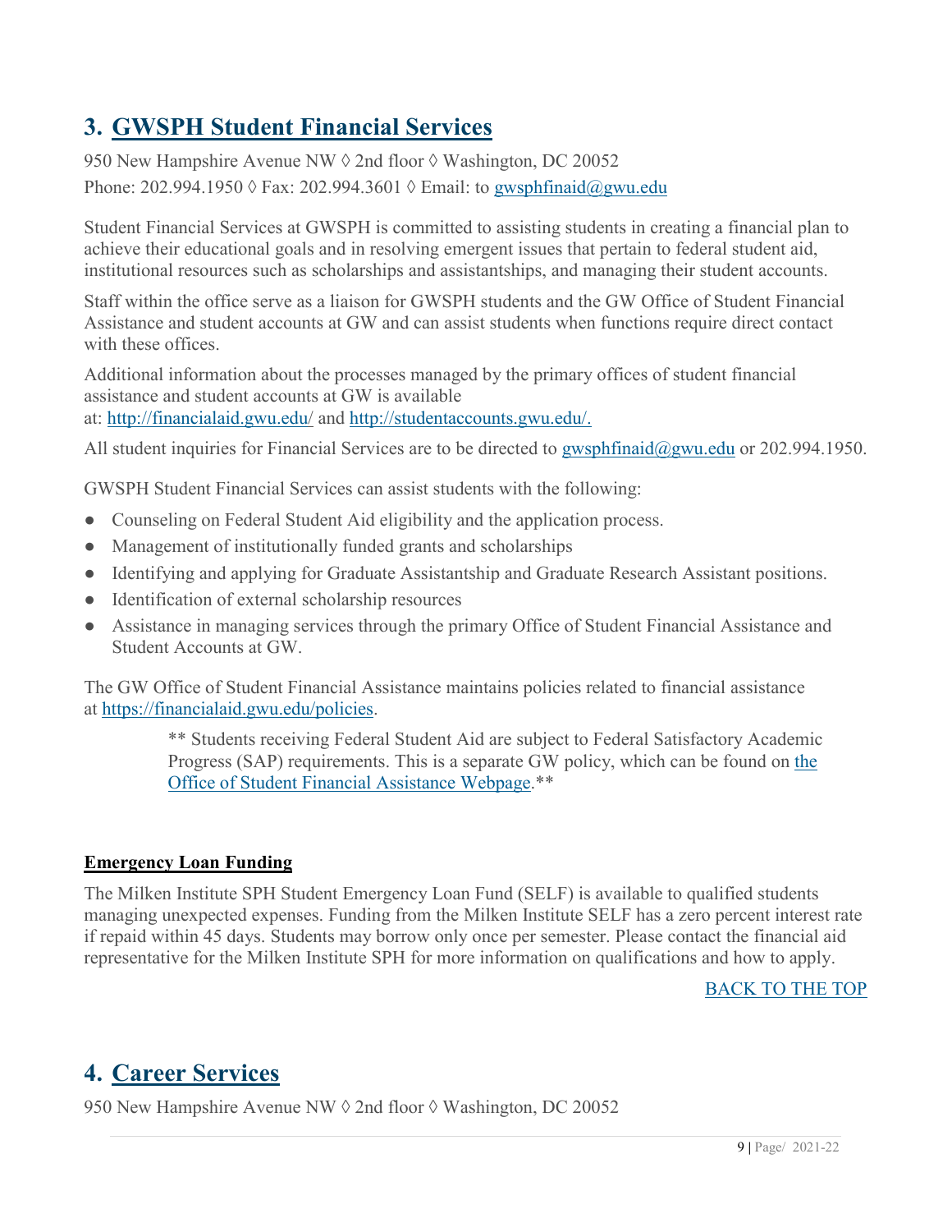## 3. GWSPH Student Financial Services

950 New Hampshire Avenue NW ◊ 2nd floor ◊ Washington, DC 20052
Phone: 202.994.1950 ◊ Fax: 202.994.3601 ◊ Email: to gwsphfinaid@gwu.edu

Student Financial Services at GWSPH is committed to assisting students in creating a financial plan to achieve their educational goals and in resolving emergent issues that pertain to federal student aid, institutional resources such as scholarships and assistantships, and managing their student accounts.

Staff within the office serve as a liaison for GWSPH students and the GW Office of Student Financial Assistance and student accounts at GW and can assist students when functions require direct contact with these offices.

Additional information about the processes managed by the primary offices of student financial assistance and student accounts at GW is available at: http://financialaid.gwu.edu/ and http://studentaccounts.gwu.edu/.

All student inquiries for Financial Services are to be directed to gwsphfinaid@gwu.edu or 202.994.1950.

GWSPH Student Financial Services can assist students with the following:

- Counseling on Federal Student Aid eligibility and the application process.
- Management of institutionally funded grants and scholarships
- Identifying and applying for Graduate Assistantship and Graduate Research Assistant positions.
- Identification of external scholarship resources
- Assistance in managing services through the primary Office of Student Financial Assistance and Student Accounts at GW.

The GW Office of Student Financial Assistance maintains policies related to financial assistance at https://financialaid.gwu.edu/policies.

> ** Students receiving Federal Student Aid are subject to Federal Satisfactory Academic Progress (SAP) requirements. This is a separate GW policy, which can be found on the Office of Student Financial Assistance Webpage.**

**Emergency Loan Funding**

The Milken Institute SPH Student Emergency Loan Fund (SELF) is available to qualified students managing unexpected expenses. Funding from the Milken Institute SELF has a zero percent interest rate if repaid within 45 days. Students may borrow only once per semester. Please contact the financial aid representative for the Milken Institute SPH for more information on qualifications and how to apply.

BACK TO THE TOP

## 4. Career Services

950 New Hampshire Avenue NW ◊ 2nd floor ◊ Washington, DC 20052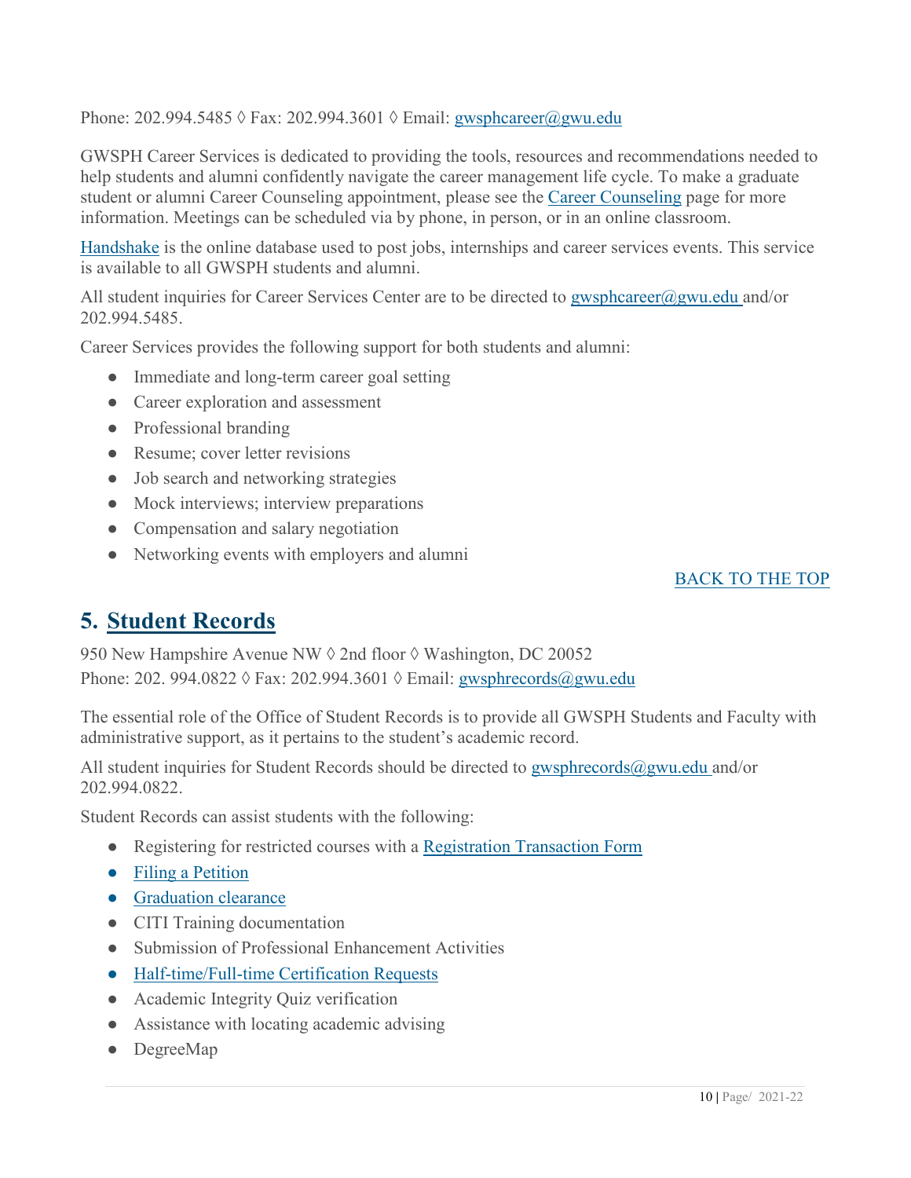Phone: 202.994.5485 ◊ Fax: 202.994.3601 ◊ Email: gwsphcareer@gwu.edu

GWSPH Career Services is dedicated to providing the tools, resources and recommendations needed to help students and alumni confidently navigate the career management life cycle. To make a graduate student or alumni Career Counseling appointment, please see the Career Counseling page for more information. Meetings can be scheduled via by phone, in person, or in an online classroom.

Handshake is the online database used to post jobs, internships and career services events. This service is available to all GWSPH students and alumni.

All student inquiries for Career Services Center are to be directed to gwsphcareer@gwu.edu and/or 202.994.5485.

Career Services provides the following support for both students and alumni:

- Immediate and long-term career goal setting
- Career exploration and assessment
- Professional branding
- Resume; cover letter revisions
- Job search and networking strategies
- Mock interviews; interview preparations
- Compensation and salary negotiation
- Networking events with employers and alumni

BACK TO THE TOP

## 5. Student Records

950 New Hampshire Avenue NW ◊ 2nd floor ◊ Washington, DC 20052
Phone: 202. 994.0822 ◊ Fax: 202.994.3601 ◊ Email: gwsphrecords@gwu.edu

The essential role of the Office of Student Records is to provide all GWSPH Students and Faculty with administrative support, as it pertains to the student's academic record.

All student inquiries for Student Records should be directed to gwsphrecords@gwu.edu and/or 202.994.0822.

Student Records can assist students with the following:

- Registering for restricted courses with a Registration Transaction Form
- Filing a Petition
- Graduation clearance
- CITI Training documentation
- Submission of Professional Enhancement Activities
- Half-time/Full-time Certification Requests
- Academic Integrity Quiz verification
- Assistance with locating academic advising
- DegreeMap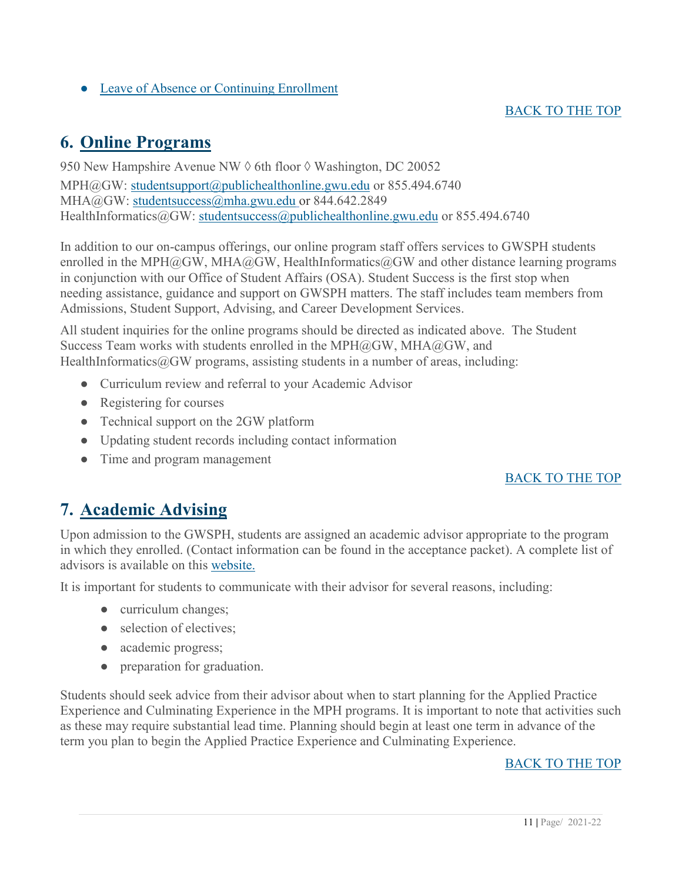- Leave of Absence or Continuing Enrollment

BACK TO THE TOP

## 6. Online Programs

950 New Hampshire Avenue NW ◊ 6th floor ◊ Washington, DC 20052
MPH@GW: studentsupport@publichealthonline.gwu.edu or 855.494.6740
MHA@GW: studentsuccess@mha.gwu.edu or 844.642.2849
HealthInformatics@GW: studentsuccess@publichealthonline.gwu.edu or 855.494.6740

In addition to our on-campus offerings, our online program staff offers services to GWSPH students enrolled in the MPH@GW, MHA@GW, HealthInformatics@GW and other distance learning programs in conjunction with our Office of Student Affairs (OSA). Student Success is the first stop when needing assistance, guidance and support on GWSPH matters. The staff includes team members from Admissions, Student Support, Advising, and Career Development Services.

All student inquiries for the online programs should be directed as indicated above. The Student Success Team works with students enrolled in the MPH@GW, MHA@GW, and HealthInformatics@GW programs, assisting students in a number of areas, including:

- Curriculum review and referral to your Academic Advisor
- Registering for courses
- Technical support on the 2GW platform
- Updating student records including contact information
- Time and program management

BACK TO THE TOP

## 7. Academic Advising

Upon admission to the GWSPH, students are assigned an academic advisor appropriate to the program in which they enrolled. (Contact information can be found in the acceptance packet). A complete list of advisors is available on this website.

It is important for students to communicate with their advisor for several reasons, including:

- curriculum changes;
- selection of electives;
- academic progress;
- preparation for graduation.

Students should seek advice from their advisor about when to start planning for the Applied Practice Experience and Culminating Experience in the MPH programs. It is important to note that activities such as these may require substantial lead time. Planning should begin at least one term in advance of the term you plan to begin the Applied Practice Experience and Culminating Experience.

BACK TO THE TOP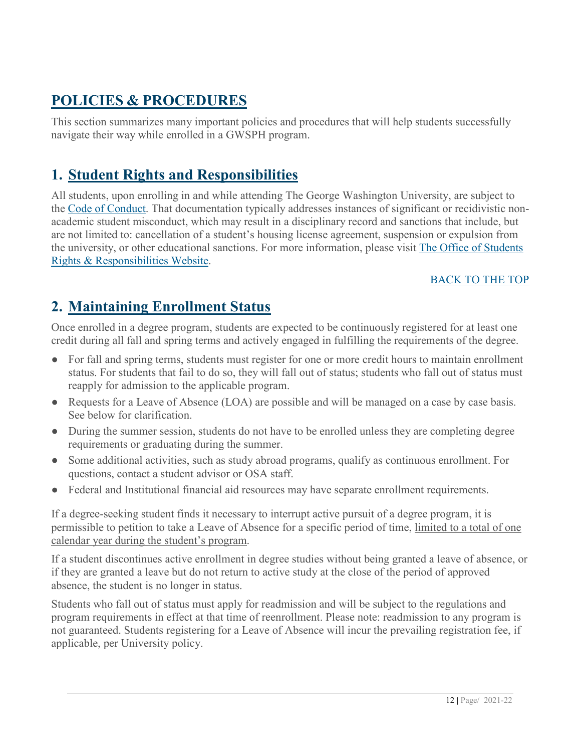# POLICIES & PROCEDURES

This section summarizes many important policies and procedures that will help students successfully navigate their way while enrolled in a GWSPH program.

## 1. Student Rights and Responsibilities

All students, upon enrolling in and while attending The George Washington University, are subject to the Code of Conduct. That documentation typically addresses instances of significant or recidivistic non-academic student misconduct, which may result in a disciplinary record and sanctions that include, but are not limited to: cancellation of a student's housing license agreement, suspension or expulsion from the university, or other educational sanctions. For more information, please visit The Office of Students Rights & Responsibilities Website.

BACK TO THE TOP

## 2. Maintaining Enrollment Status

Once enrolled in a degree program, students are expected to be continuously registered for at least one credit during all fall and spring terms and actively engaged in fulfilling the requirements of the degree.

- For fall and spring terms, students must register for one or more credit hours to maintain enrollment status. For students that fail to do so, they will fall out of status; students who fall out of status must reapply for admission to the applicable program.
- Requests for a Leave of Absence (LOA) are possible and will be managed on a case by case basis. See below for clarification.
- During the summer session, students do not have to be enrolled unless they are completing degree requirements or graduating during the summer.
- Some additional activities, such as study abroad programs, qualify as continuous enrollment. For questions, contact a student advisor or OSA staff.
- Federal and Institutional financial aid resources may have separate enrollment requirements.

If a degree-seeking student finds it necessary to interrupt active pursuit of a degree program, it is permissible to petition to take a Leave of Absence for a specific period of time, limited to a total of one calendar year during the student's program.

If a student discontinues active enrollment in degree studies without being granted a leave of absence, or if they are granted a leave but do not return to active study at the close of the period of approved absence, the student is no longer in status.

Students who fall out of status must apply for readmission and will be subject to the regulations and program requirements in effect at that time of reenrollment. Please note: readmission to any program is not guaranteed. Students registering for a Leave of Absence will incur the prevailing registration fee, if applicable, per University policy.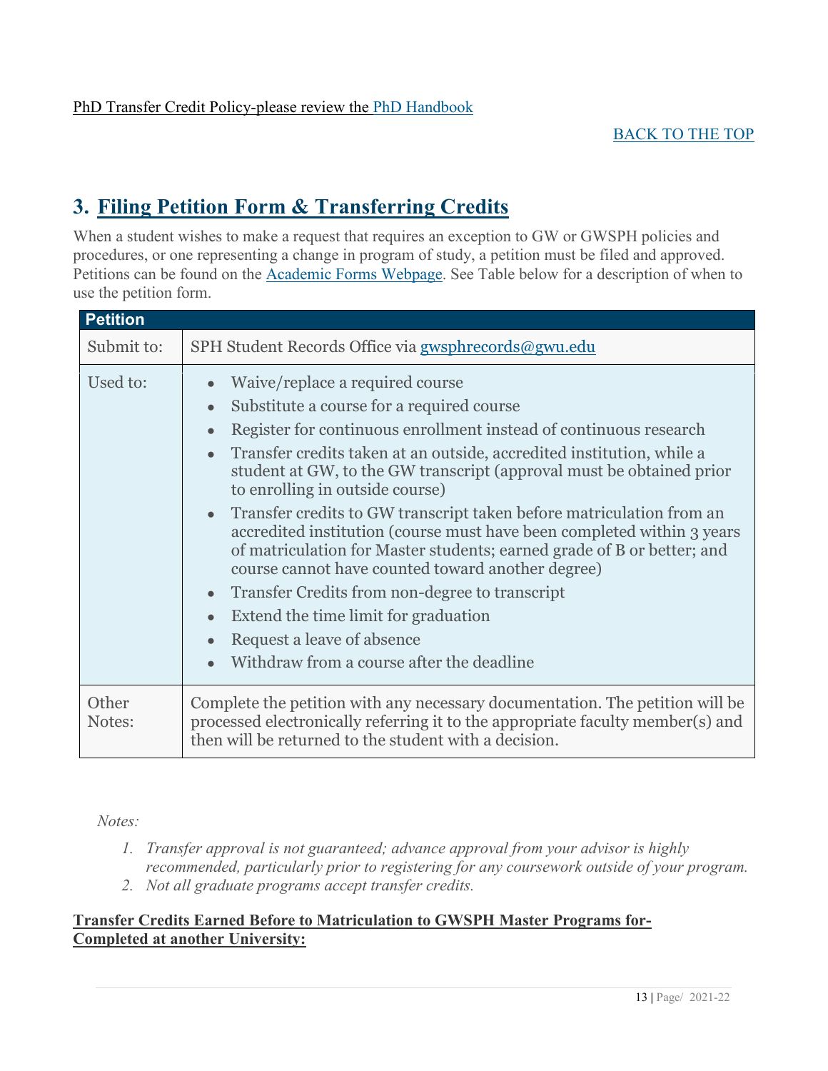PhD Transfer Credit Policy-please review the PhD Handbook

BACK TO THE TOP

## 3. Filing Petition Form & Transferring Credits

When a student wishes to make a request that requires an exception to GW or GWSPH policies and procedures, or one representing a change in program of study, a petition must be filed and approved. Petitions can be found on the Academic Forms Webpage. See Table below for a description of when to use the petition form.

| Petition | |
|---|---|
| Submit to: | SPH Student Records Office via gwsphrecords@gwu.edu |
| Used to: | • Waive/replace a required course<br>• Substitute a course for a required course<br>• Register for continuous enrollment instead of continuous research<br>• Transfer credits taken at an outside, accredited institution, while a student at GW, to the GW transcript (approval must be obtained prior to enrolling in outside course)<br>• Transfer credits to GW transcript taken before matriculation from an accredited institution (course must have been completed within 3 years of matriculation for Master students; earned grade of B or better; and course cannot have counted toward another degree)<br>• Transfer Credits from non-degree to transcript<br>• Extend the time limit for graduation<br>• Request a leave of absence<br>• Withdraw from a course after the deadline |
| Other Notes: | Complete the petition with any necessary documentation. The petition will be processed electronically referring it to the appropriate faculty member(s) and then will be returned to the student with a decision. |

*Notes:*

1. *Transfer approval is not guaranteed; advance approval from your advisor is highly recommended, particularly prior to registering for any coursework outside of your program.*
2. *Not all graduate programs accept transfer credits.*

**Transfer Credits Earned Before to Matriculation to GWSPH Master Programs for- Completed at another University:**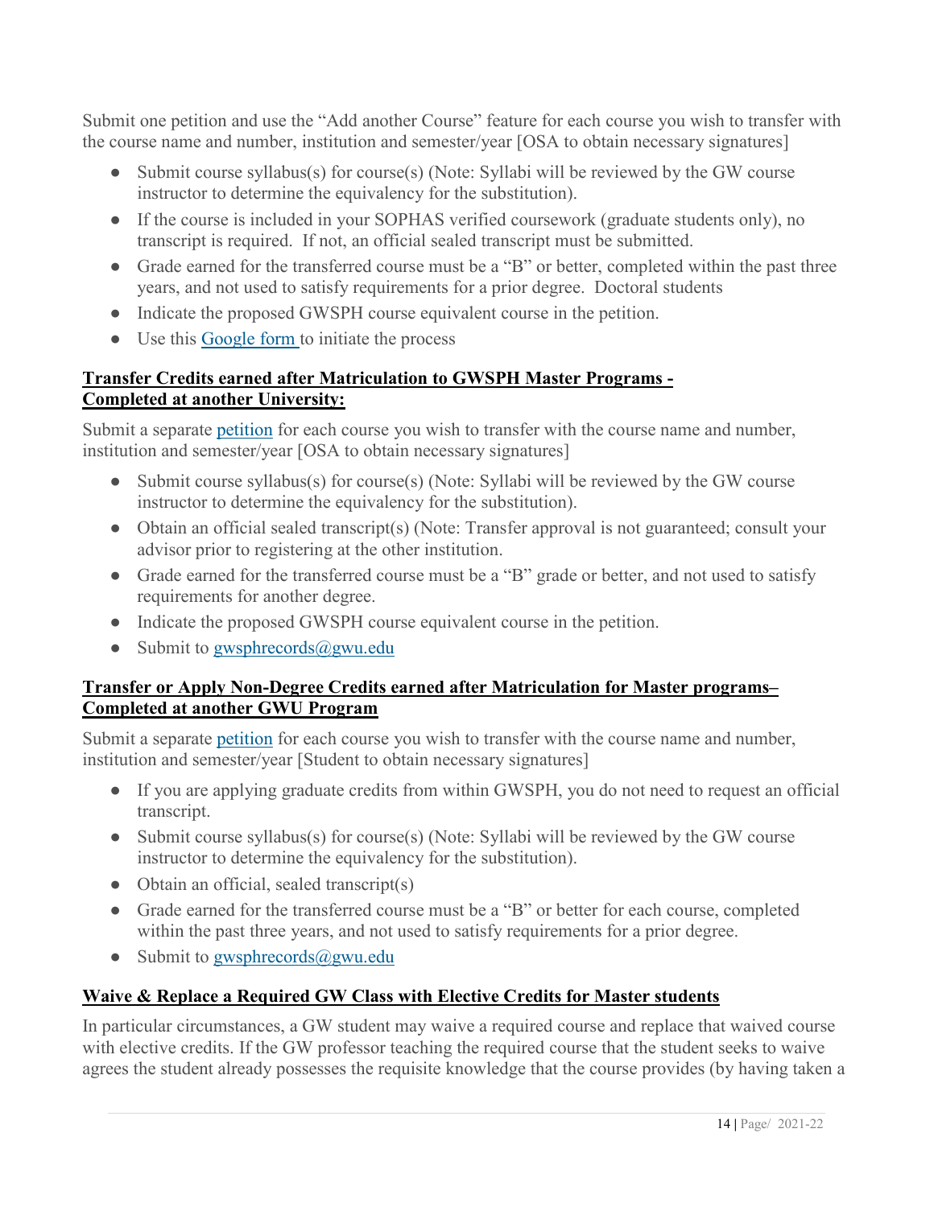Submit one petition and use the "Add another Course" feature for each course you wish to transfer with the course name and number, institution and semester/year [OSA to obtain necessary signatures]

- Submit course syllabus(s) for course(s) (Note: Syllabi will be reviewed by the GW course instructor to determine the equivalency for the substitution).
- If the course is included in your SOPHAS verified coursework (graduate students only), no transcript is required. If not, an official sealed transcript must be submitted.
- Grade earned for the transferred course must be a "B" or better, completed within the past three years, and not used to satisfy requirements for a prior degree. Doctoral students
- Indicate the proposed GWSPH course equivalent course in the petition.
- Use this Google form to initiate the process

**Transfer Credits earned after Matriculation to GWSPH Master Programs - Completed at another University:**

Submit a separate petition for each course you wish to transfer with the course name and number, institution and semester/year [OSA to obtain necessary signatures]

- Submit course syllabus(s) for course(s) (Note: Syllabi will be reviewed by the GW course instructor to determine the equivalency for the substitution).
- Obtain an official sealed transcript(s) (Note: Transfer approval is not guaranteed; consult your advisor prior to registering at the other institution.
- Grade earned for the transferred course must be a "B" grade or better, and not used to satisfy requirements for another degree.
- Indicate the proposed GWSPH course equivalent course in the petition.
- Submit to gwsphrecords@gwu.edu

**Transfer or Apply Non-Degree Credits earned after Matriculation for Master programs– Completed at another GWU Program**

Submit a separate petition for each course you wish to transfer with the course name and number, institution and semester/year [Student to obtain necessary signatures]

- If you are applying graduate credits from within GWSPH, you do not need to request an official transcript.
- Submit course syllabus(s) for course(s) (Note: Syllabi will be reviewed by the GW course instructor to determine the equivalency for the substitution).
- Obtain an official, sealed transcript(s)
- Grade earned for the transferred course must be a "B" or better for each course, completed within the past three years, and not used to satisfy requirements for a prior degree.
- Submit to gwsphrecords@gwu.edu

**Waive & Replace a Required GW Class with Elective Credits for Master students**

In particular circumstances, a GW student may waive a required course and replace that waived course with elective credits. If the GW professor teaching the required course that the student seeks to waive agrees the student already possesses the requisite knowledge that the course provides (by having taken a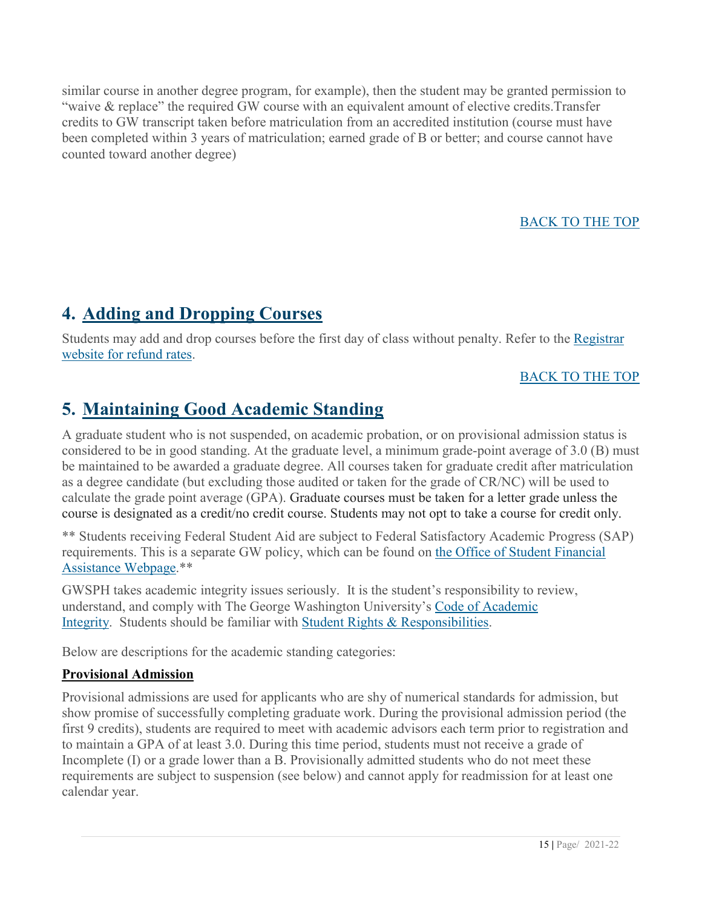similar course in another degree program, for example), then the student may be granted permission to "waive & replace" the required GW course with an equivalent amount of elective credits.Transfer credits to GW transcript taken before matriculation from an accredited institution (course must have been completed within 3 years of matriculation; earned grade of B or better; and course cannot have counted toward another degree)

BACK TO THE TOP

## 4. Adding and Dropping Courses

Students may add and drop courses before the first day of class without penalty. Refer to the Registrar website for refund rates.

BACK TO THE TOP

## 5. Maintaining Good Academic Standing

A graduate student who is not suspended, on academic probation, or on provisional admission status is considered to be in good standing. At the graduate level, a minimum grade-point average of 3.0 (B) must be maintained to be awarded a graduate degree. All courses taken for graduate credit after matriculation as a degree candidate (but excluding those audited or taken for the grade of CR/NC) will be used to calculate the grade point average (GPA). Graduate courses must be taken for a letter grade unless the course is designated as a credit/no credit course. Students may not opt to take a course for credit only.

** Students receiving Federal Student Aid are subject to Federal Satisfactory Academic Progress (SAP) requirements. This is a separate GW policy, which can be found on the Office of Student Financial Assistance Webpage.**

GWSPH takes academic integrity issues seriously. It is the student's responsibility to review, understand, and comply with The George Washington University's Code of Academic Integrity. Students should be familiar with Student Rights & Responsibilities.

Below are descriptions for the academic standing categories:

**Provisional Admission**

Provisional admissions are used for applicants who are shy of numerical standards for admission, but show promise of successfully completing graduate work. During the provisional admission period (the first 9 credits), students are required to meet with academic advisors each term prior to registration and to maintain a GPA of at least 3.0. During this time period, students must not receive a grade of Incomplete (I) or a grade lower than a B. Provisionally admitted students who do not meet these requirements are subject to suspension (see below) and cannot apply for readmission for at least one calendar year.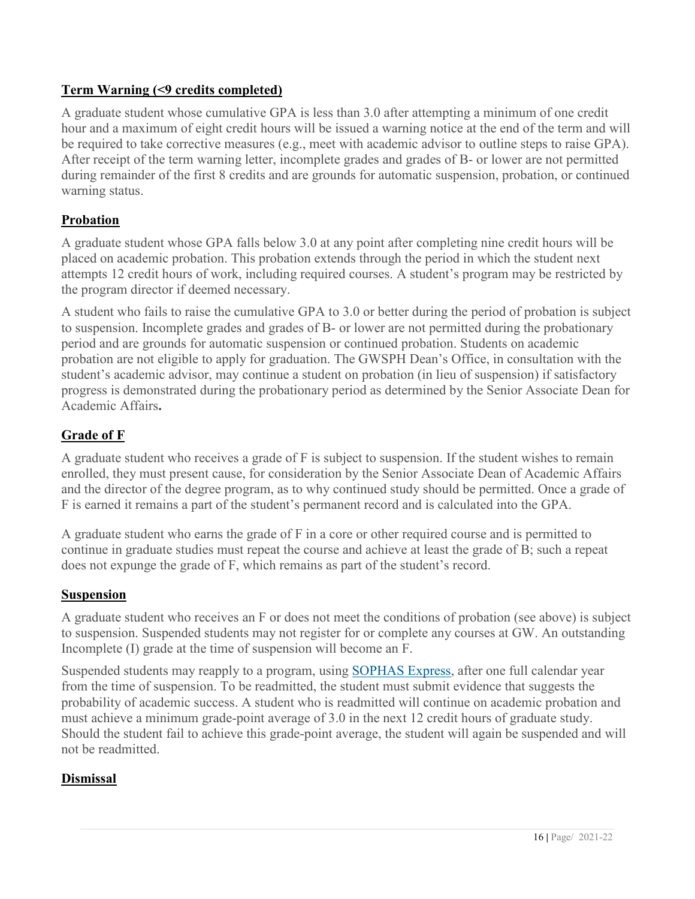### Term Warning (<9 credits completed)

A graduate student whose cumulative GPA is less than 3.0 after attempting a minimum of one credit hour and a maximum of eight credit hours will be issued a warning notice at the end of the term and will be required to take corrective measures (e.g., meet with academic advisor to outline steps to raise GPA). After receipt of the term warning letter, incomplete grades and grades of B- or lower are not permitted during remainder of the first 8 credits and are grounds for automatic suspension, probation, or continued warning status.

### Probation

A graduate student whose GPA falls below 3.0 at any point after completing nine credit hours will be placed on academic probation. This probation extends through the period in which the student next attempts 12 credit hours of work, including required courses. A student's program may be restricted by the program director if deemed necessary.

A student who fails to raise the cumulative GPA to 3.0 or better during the period of probation is subject to suspension. Incomplete grades and grades of B- or lower are not permitted during the probationary period and are grounds for automatic suspension or continued probation. Students on academic probation are not eligible to apply for graduation. The GWSPH Dean's Office, in consultation with the student's academic advisor, may continue a student on probation (in lieu of suspension) if satisfactory progress is demonstrated during the probationary period as determined by the Senior Associate Dean for Academic Affairs**.**

### Grade of F

A graduate student who receives a grade of F is subject to suspension. If the student wishes to remain enrolled, they must present cause, for consideration by the Senior Associate Dean of Academic Affairs and the director of the degree program, as to why continued study should be permitted. Once a grade of F is earned it remains a part of the student's permanent record and is calculated into the GPA.

A graduate student who earns the grade of F in a core or other required course and is permitted to continue in graduate studies must repeat the course and achieve at least the grade of B; such a repeat does not expunge the grade of F, which remains as part of the student's record.

### Suspension

A graduate student who receives an F or does not meet the conditions of probation (see above) is subject to suspension. Suspended students may not register for or complete any courses at GW. An outstanding Incomplete (I) grade at the time of suspension will become an F.

Suspended students may reapply to a program, using SOPHAS Express, after one full calendar year from the time of suspension. To be readmitted, the student must submit evidence that suggests the probability of academic success. A student who is readmitted will continue on academic probation and must achieve a minimum grade-point average of 3.0 in the next 12 credit hours of graduate study. Should the student fail to achieve this grade-point average, the student will again be suspended and will not be readmitted.

### Dismissal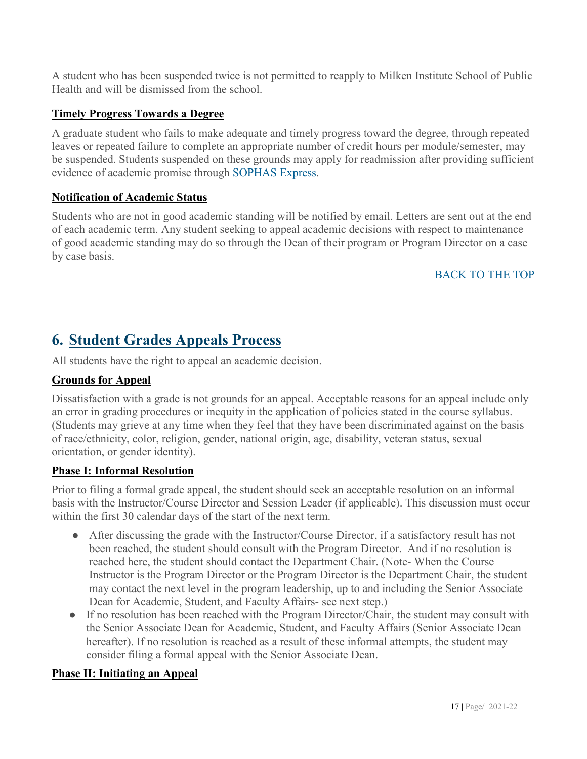A student who has been suspended twice is not permitted to reapply to Milken Institute School of Public Health and will be dismissed from the school.

**Timely Progress Towards a Degree**

A graduate student who fails to make adequate and timely progress toward the degree, through repeated leaves or repeated failure to complete an appropriate number of credit hours per module/semester, may be suspended. Students suspended on these grounds may apply for readmission after providing sufficient evidence of academic promise through SOPHAS Express.

**Notification of Academic Status**

Students who are not in good academic standing will be notified by email. Letters are sent out at the end of each academic term. Any student seeking to appeal academic decisions with respect to maintenance of good academic standing may do so through the Dean of their program or Program Director on a case by case basis.

BACK TO THE TOP

## 6. Student Grades Appeals Process

All students have the right to appeal an academic decision.

**Grounds for Appeal**

Dissatisfaction with a grade is not grounds for an appeal. Acceptable reasons for an appeal include only an error in grading procedures or inequity in the application of policies stated in the course syllabus. (Students may grieve at any time when they feel that they have been discriminated against on the basis of race/ethnicity, color, religion, gender, national origin, age, disability, veteran status, sexual orientation, or gender identity).

**Phase I: Informal Resolution**

Prior to filing a formal grade appeal, the student should seek an acceptable resolution on an informal basis with the Instructor/Course Director and Session Leader (if applicable). This discussion must occur within the first 30 calendar days of the start of the next term.

- After discussing the grade with the Instructor/Course Director, if a satisfactory result has not been reached, the student should consult with the Program Director. And if no resolution is reached here, the student should contact the Department Chair. (Note- When the Course Instructor is the Program Director or the Program Director is the Department Chair, the student may contact the next level in the program leadership, up to and including the Senior Associate Dean for Academic, Student, and Faculty Affairs- see next step.)
- If no resolution has been reached with the Program Director/Chair, the student may consult with the Senior Associate Dean for Academic, Student, and Faculty Affairs (Senior Associate Dean hereafter). If no resolution is reached as a result of these informal attempts, the student may consider filing a formal appeal with the Senior Associate Dean.

**Phase II: Initiating an Appeal**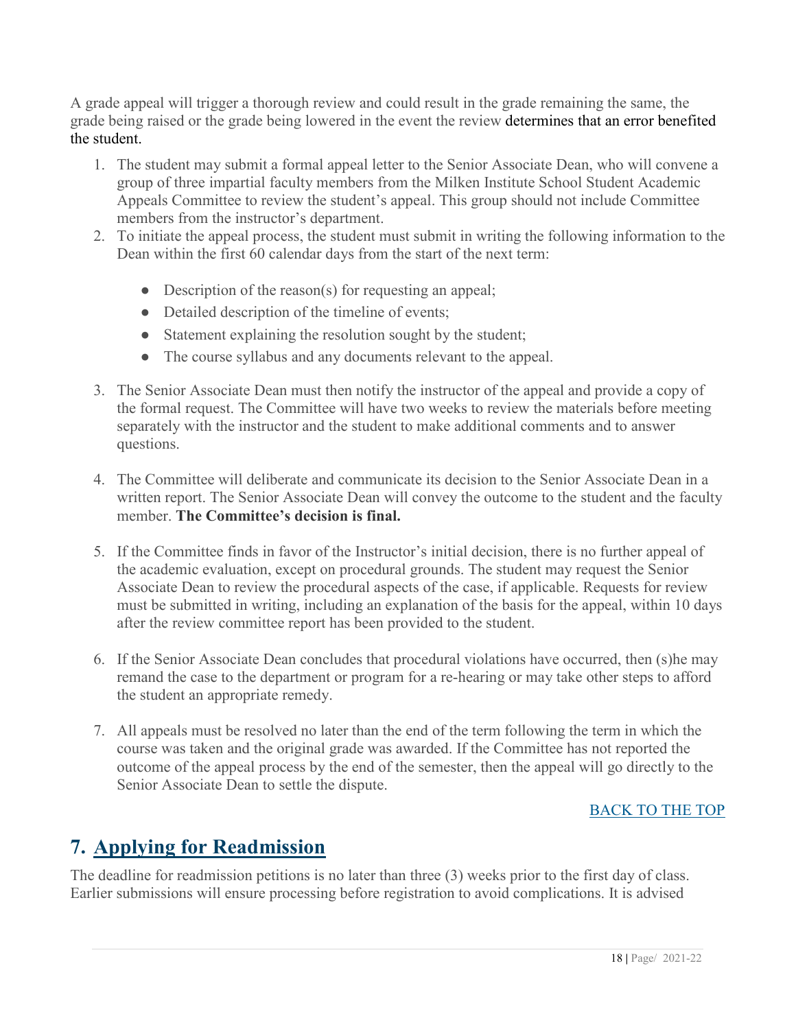A grade appeal will trigger a thorough review and could result in the grade remaining the same, the grade being raised or the grade being lowered in the event the review determines that an error benefited the student.

1. The student may submit a formal appeal letter to the Senior Associate Dean, who will convene a group of three impartial faculty members from the Milken Institute School Student Academic Appeals Committee to review the student's appeal. This group should not include Committee members from the instructor's department.
2. To initiate the appeal process, the student must submit in writing the following information to the Dean within the first 60 calendar days from the start of the next term:
   - Description of the reason(s) for requesting an appeal;
   - Detailed description of the timeline of events;
   - Statement explaining the resolution sought by the student;
   - The course syllabus and any documents relevant to the appeal.
3. The Senior Associate Dean must then notify the instructor of the appeal and provide a copy of the formal request. The Committee will have two weeks to review the materials before meeting separately with the instructor and the student to make additional comments and to answer questions.
4. The Committee will deliberate and communicate its decision to the Senior Associate Dean in a written report. The Senior Associate Dean will convey the outcome to the student and the faculty member. **The Committee's decision is final.**
5. If the Committee finds in favor of the Instructor's initial decision, there is no further appeal of the academic evaluation, except on procedural grounds. The student may request the Senior Associate Dean to review the procedural aspects of the case, if applicable. Requests for review must be submitted in writing, including an explanation of the basis for the appeal, within 10 days after the review committee report has been provided to the student.
6. If the Senior Associate Dean concludes that procedural violations have occurred, then (s)he may remand the case to the department or program for a re-hearing or may take other steps to afford the student an appropriate remedy.
7. All appeals must be resolved no later than the end of the term following the term in which the course was taken and the original grade was awarded. If the Committee has not reported the outcome of the appeal process by the end of the semester, then the appeal will go directly to the Senior Associate Dean to settle the dispute.

BACK TO THE TOP

## 7. Applying for Readmission

The deadline for readmission petitions is no later than three (3) weeks prior to the first day of class. Earlier submissions will ensure processing before registration to avoid complications. It is advised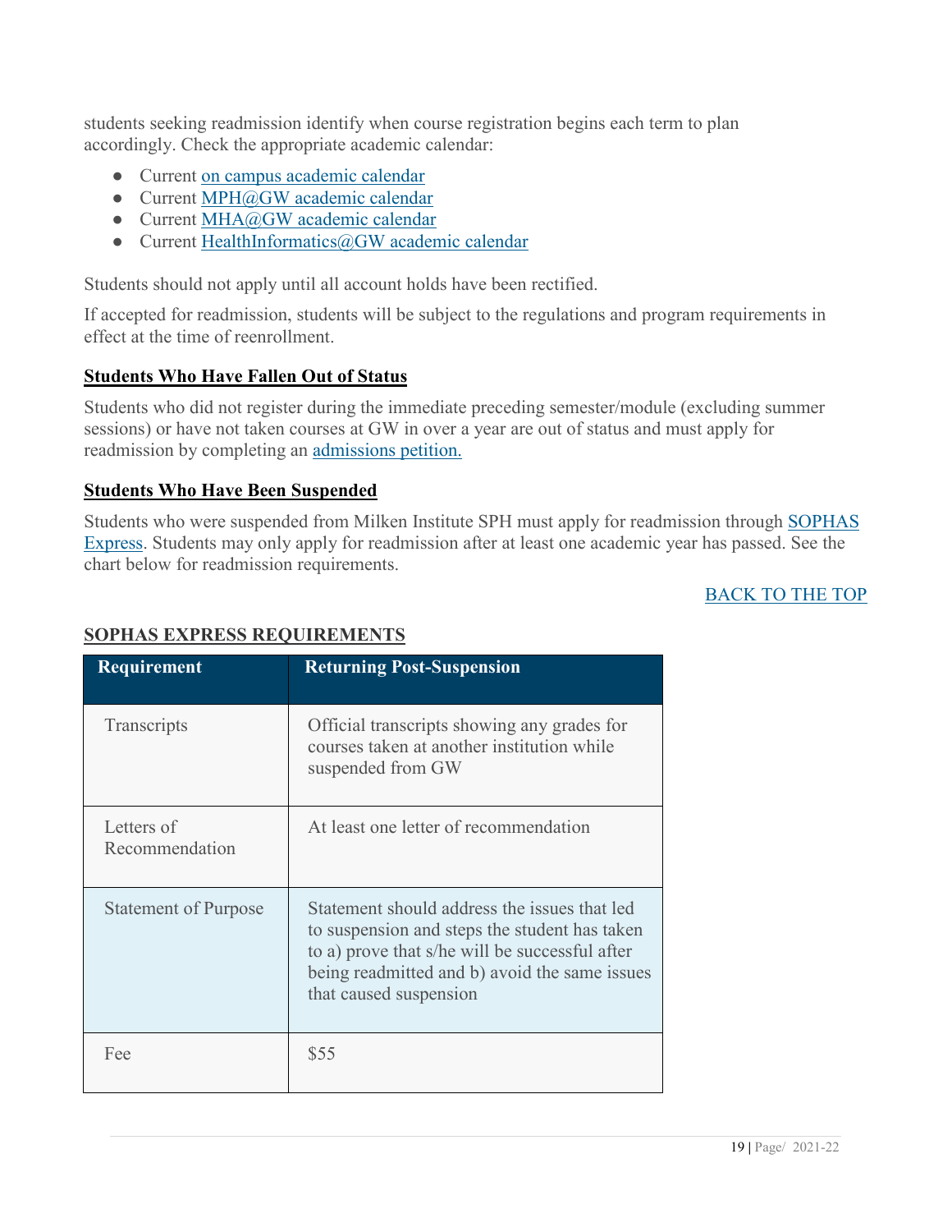students seeking readmission identify when course registration begins each term to plan accordingly. Check the appropriate academic calendar:

- Current on campus academic calendar
- Current MPH@GW academic calendar
- Current MHA@GW academic calendar
- Current HealthInformatics@GW academic calendar

Students should not apply until all account holds have been rectified.

If accepted for readmission, students will be subject to the regulations and program requirements in effect at the time of reenrollment.

## Students Who Have Fallen Out of Status

Students who did not register during the immediate preceding semester/module (excluding summer sessions) or have not taken courses at GW in over a year are out of status and must apply for readmission by completing an admissions petition.

## Students Who Have Been Suspended

Students who were suspended from Milken Institute SPH must apply for readmission through SOPHAS Express. Students may only apply for readmission after at least one academic year has passed. See the chart below for readmission requirements.

BACK TO THE TOP

## SOPHAS EXPRESS REQUIREMENTS

| Requirement | Returning Post-Suspension |
|---|---|
| Transcripts | Official transcripts showing any grades for courses taken at another institution while suspended from GW |
| Letters of Recommendation | At least one letter of recommendation |
| Statement of Purpose | Statement should address the issues that led to suspension and steps the student has taken to a) prove that s/he will be successful after being readmitted and b) avoid the same issues that caused suspension |
| Fee | $55 |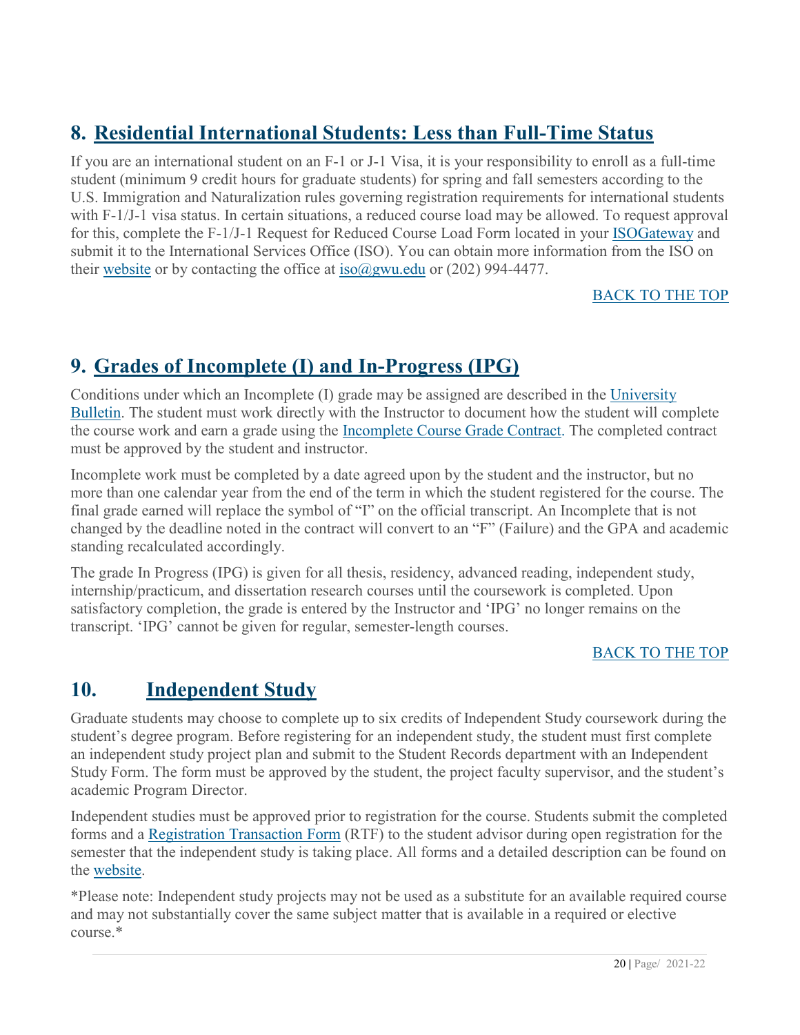## 8. Residential International Students: Less than Full-Time Status

If you are an international student on an F-1 or J-1 Visa, it is your responsibility to enroll as a full-time student (minimum 9 credit hours for graduate students) for spring and fall semesters according to the U.S. Immigration and Naturalization rules governing registration requirements for international students with F-1/J-1 visa status. In certain situations, a reduced course load may be allowed. To request approval for this, complete the F-1/J-1 Request for Reduced Course Load Form located in your ISOGateway and submit it to the International Services Office (ISO). You can obtain more information from the ISO on their website or by contacting the office at iso@gwu.edu or (202) 994-4477.

BACK TO THE TOP

## 9. Grades of Incomplete (I) and In-Progress (IPG)

Conditions under which an Incomplete (I) grade may be assigned are described in the University Bulletin. The student must work directly with the Instructor to document how the student will complete the course work and earn a grade using the Incomplete Course Grade Contract. The completed contract must be approved by the student and instructor.

Incomplete work must be completed by a date agreed upon by the student and the instructor, but no more than one calendar year from the end of the term in which the student registered for the course. The final grade earned will replace the symbol of "I" on the official transcript. An Incomplete that is not changed by the deadline noted in the contract will convert to an "F" (Failure) and the GPA and academic standing recalculated accordingly.

The grade In Progress (IPG) is given for all thesis, residency, advanced reading, independent study, internship/practicum, and dissertation research courses until the coursework is completed. Upon satisfactory completion, the grade is entered by the Instructor and 'IPG' no longer remains on the transcript. 'IPG' cannot be given for regular, semester-length courses.

BACK TO THE TOP

## 10. Independent Study

Graduate students may choose to complete up to six credits of Independent Study coursework during the student's degree program. Before registering for an independent study, the student must first complete an independent study project plan and submit to the Student Records department with an Independent Study Form. The form must be approved by the student, the project faculty supervisor, and the student's academic Program Director.

Independent studies must be approved prior to registration for the course. Students submit the completed forms and a Registration Transaction Form (RTF) to the student advisor during open registration for the semester that the independent study is taking place. All forms and a detailed description can be found on the website.

*Please note: Independent study projects may not be used as a substitute for an available required course and may not substantially cover the same subject matter that is available in a required or elective course.*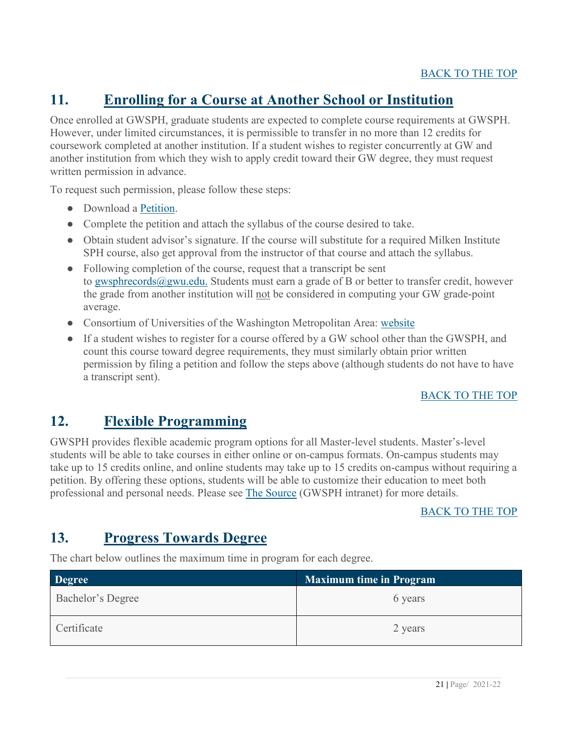BACK TO THE TOP

## 11. Enrolling for a Course at Another School or Institution

Once enrolled at GWSPH, graduate students are expected to complete course requirements at GWSPH. However, under limited circumstances, it is permissible to transfer in no more than 12 credits for coursework completed at another institution. If a student wishes to register concurrently at GW and another institution from which they wish to apply credit toward their GW degree, they must request written permission in advance.

To request such permission, please follow these steps:

- Download a Petition.
- Complete the petition and attach the syllabus of the course desired to take.
- Obtain student advisor's signature. If the course will substitute for a required Milken Institute SPH course, also get approval from the instructor of that course and attach the syllabus.
- Following completion of the course, request that a transcript be sent to gwsphrecords@gwu.edu. Students must earn a grade of B or better to transfer credit, however the grade from another institution will not be considered in computing your GW grade-point average.
- Consortium of Universities of the Washington Metropolitan Area: website
- If a student wishes to register for a course offered by a GW school other than the GWSPH, and count this course toward degree requirements, they must similarly obtain prior written permission by filing a petition and follow the steps above (although students do not have to have a transcript sent).

BACK TO THE TOP

## 12. Flexible Programming

GWSPH provides flexible academic program options for all Master-level students. Master's-level students will be able to take courses in either online or on-campus formats. On-campus students may take up to 15 credits online, and online students may take up to 15 credits on-campus without requiring a petition. By offering these options, students will be able to customize their education to meet both professional and personal needs. Please see The Source (GWSPH intranet) for more details.

BACK TO THE TOP

## 13. Progress Towards Degree

The chart below outlines the maximum time in program for each degree.

| Degree | Maximum time in Program |
|---|---|
| Bachelor's Degree | 6 years |
| Certificate | 2 years |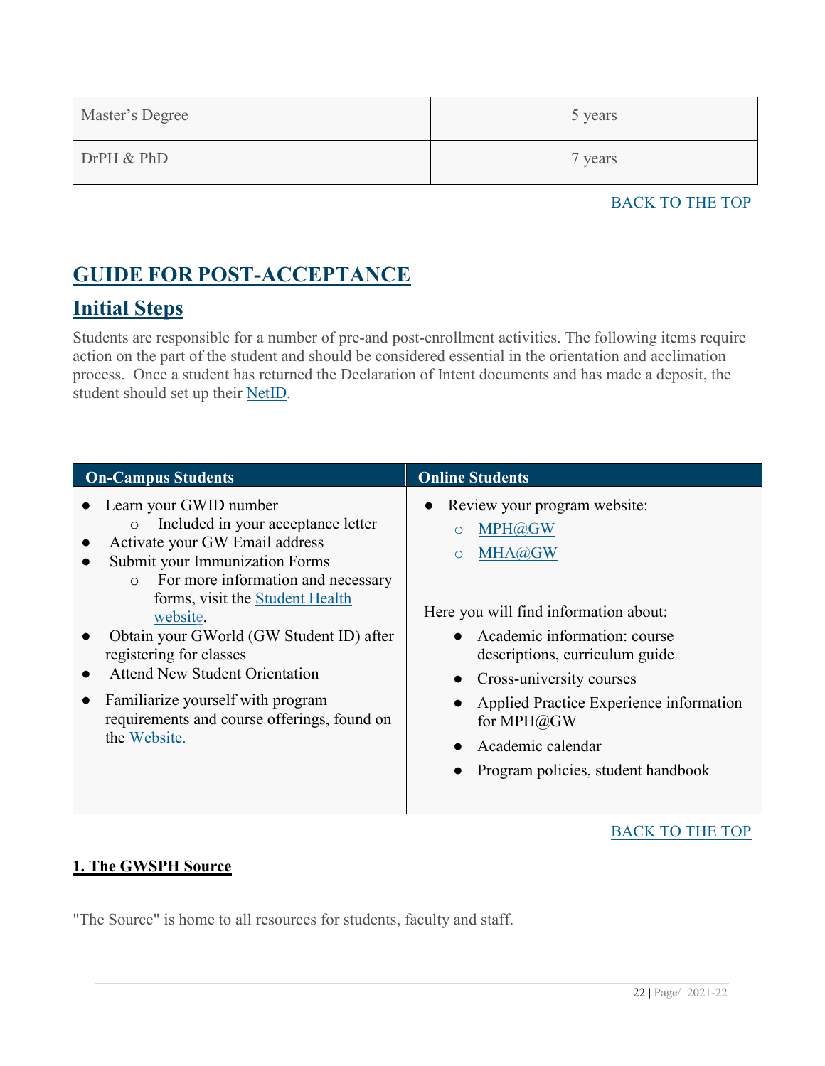| Master's Degree | 5 years |
|---|---|
| DrPH & PhD | 7 years |

BACK TO THE TOP

# GUIDE FOR POST-ACCEPTANCE

## Initial Steps

Students are responsible for a number of pre-and post-enrollment activities. The following items require action on the part of the student and should be considered essential in the orientation and acclimation process. Once a student has returned the Declaration of Intent documents and has made a deposit, the student should set up their NetID.

| On-Campus Students | Online Students |
|---|---|
| • Learn your GWID number<br>  ○ Included in your acceptance letter<br>• Activate your GW Email address<br>• Submit your Immunization Forms<br>  ○ For more information and necessary forms, visit the Student Health website.<br>• Obtain your GWorld (GW Student ID) after registering for classes<br>• Attend New Student Orientation<br>• Familiarize yourself with program requirements and course offerings, found on the Website. | • Review your program website:<br>  ○ MPH@GW<br>  ○ MHA@GW<br><br>Here you will find information about:<br>• Academic information: course descriptions, curriculum guide<br>• Cross-university courses<br>• Applied Practice Experience information for MPH@GW<br>• Academic calendar<br>• Program policies, student handbook |

BACK TO THE TOP

**1. The GWSPH Source**

"The Source" is home to all resources for students, faculty and staff.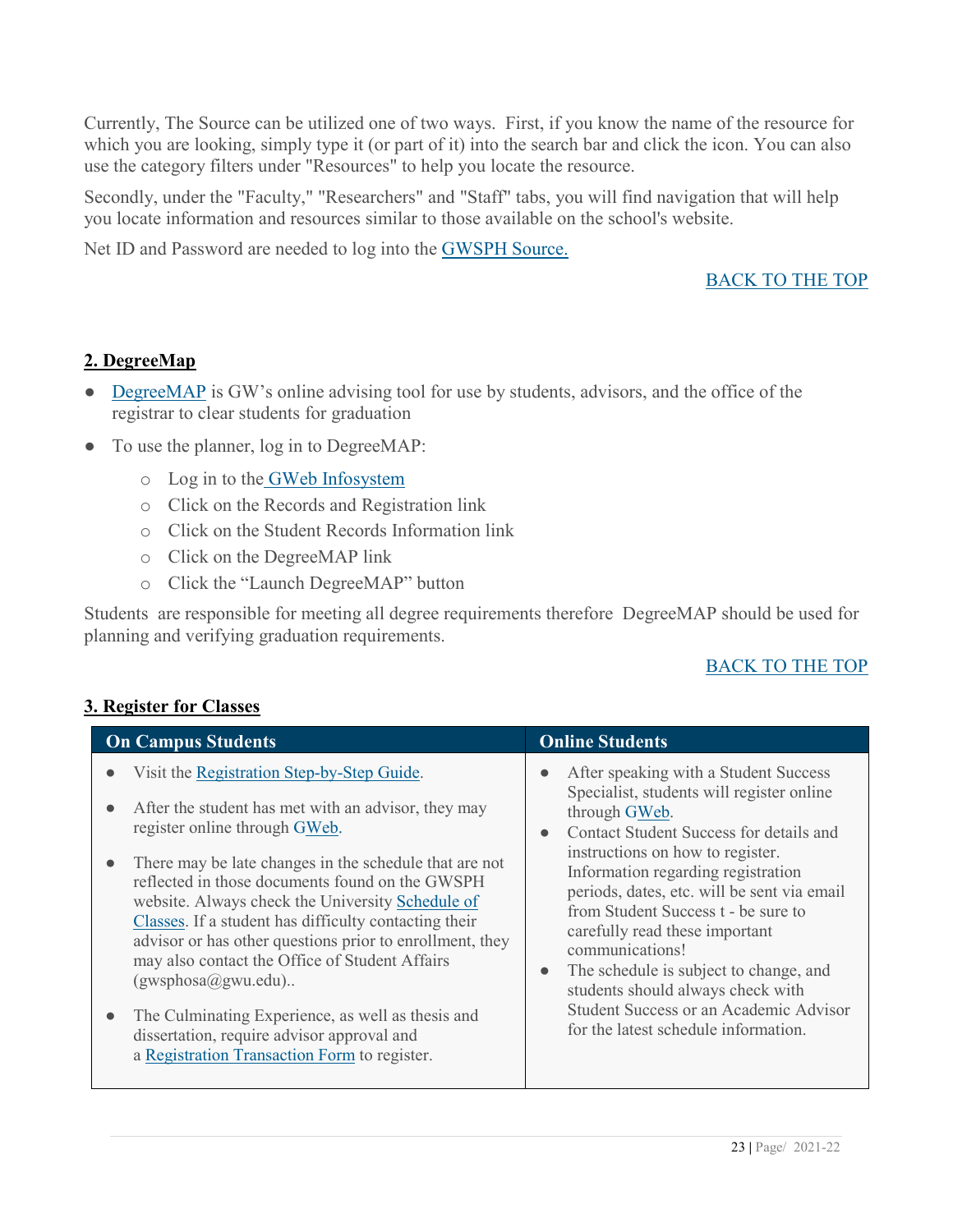Currently, The Source can be utilized one of two ways. First, if you know the name of the resource for which you are looking, simply type it (or part of it) into the search bar and click the icon. You can also use the category filters under "Resources" to help you locate the resource.

Secondly, under the "Faculty," "Researchers" and "Staff" tabs, you will find navigation that will help you locate information and resources similar to those available on the school's website.

Net ID and Password are needed to log into the GWSPH Source.

BACK TO THE TOP

## 2. DegreeMap

- DegreeMAP is GW's online advising tool for use by students, advisors, and the office of the registrar to clear students for graduation
- To use the planner, log in to DegreeMAP:
  - Log in to the GWeb Infosystem
  - Click on the Records and Registration link
  - Click on the Student Records Information link
  - Click on the DegreeMAP link
  - Click the "Launch DegreeMAP" button

Students are responsible for meeting all degree requirements therefore DegreeMAP should be used for planning and verifying graduation requirements.

BACK TO THE TOP

## 3. Register for Classes

| On Campus Students | Online Students |
|---|---|
| • Visit the Registration Step-by-Step Guide.<br>• After the student has met with an advisor, they may register online through GWeb.<br>• There may be late changes in the schedule that are not reflected in those documents found on the GWSPH website. Always check the University Schedule of Classes. If a student has difficulty contacting their advisor or has other questions prior to enrollment, they may also contact the Office of Student Affairs (gwsphosa@gwu.edu)..<br>• The Culminating Experience, as well as thesis and dissertation, require advisor approval and a Registration Transaction Form to register. | • After speaking with a Student Success Specialist, students will register online through GWeb.<br>• Contact Student Success for details and instructions on how to register. Information regarding registration periods, dates, etc. will be sent via email from Student Success t - be sure to carefully read these important communications!<br>• The schedule is subject to change, and students should always check with Student Success or an Academic Advisor for the latest schedule information. |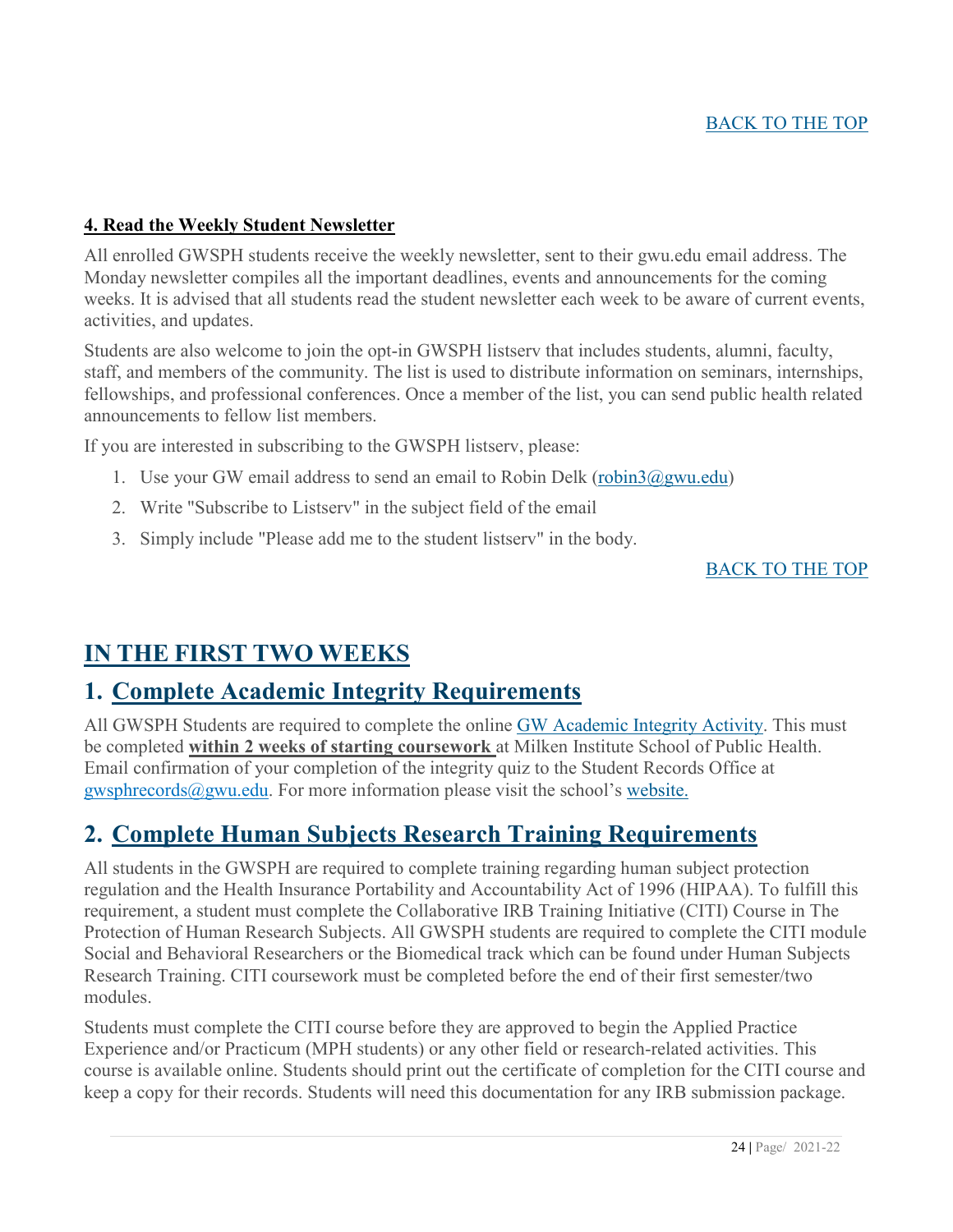BACK TO THE TOP

**4. Read the Weekly Student Newsletter**

All enrolled GWSPH students receive the weekly newsletter, sent to their gwu.edu email address. The Monday newsletter compiles all the important deadlines, events and announcements for the coming weeks. It is advised that all students read the student newsletter each week to be aware of current events, activities, and updates.

Students are also welcome to join the opt-in GWSPH listserv that includes students, alumni, faculty, staff, and members of the community. The list is used to distribute information on seminars, internships, fellowships, and professional conferences. Once a member of the list, you can send public health related announcements to fellow list members.

If you are interested in subscribing to the GWSPH listserv, please:

1. Use your GW email address to send an email to Robin Delk (robin3@gwu.edu)
2. Write "Subscribe to Listserv" in the subject field of the email
3. Simply include "Please add me to the student listserv" in the body.

BACK TO THE TOP

# IN THE FIRST TWO WEEKS

## 1. Complete Academic Integrity Requirements

All GWSPH Students are required to complete the online GW Academic Integrity Activity. This must be completed **within 2 weeks of starting coursework** at Milken Institute School of Public Health. Email confirmation of your completion of the integrity quiz to the Student Records Office at gwsphrecords@gwu.edu. For more information please visit the school's website.

## 2. Complete Human Subjects Research Training Requirements

All students in the GWSPH are required to complete training regarding human subject protection regulation and the Health Insurance Portability and Accountability Act of 1996 (HIPAA). To fulfill this requirement, a student must complete the Collaborative IRB Training Initiative (CITI) Course in The Protection of Human Research Subjects. All GWSPH students are required to complete the CITI module Social and Behavioral Researchers or the Biomedical track which can be found under Human Subjects Research Training. CITI coursework must be completed before the end of their first semester/two modules.

Students must complete the CITI course before they are approved to begin the Applied Practice Experience and/or Practicum (MPH students) or any other field or research-related activities. This course is available online. Students should print out the certificate of completion for the CITI course and keep a copy for their records. Students will need this documentation for any IRB submission package.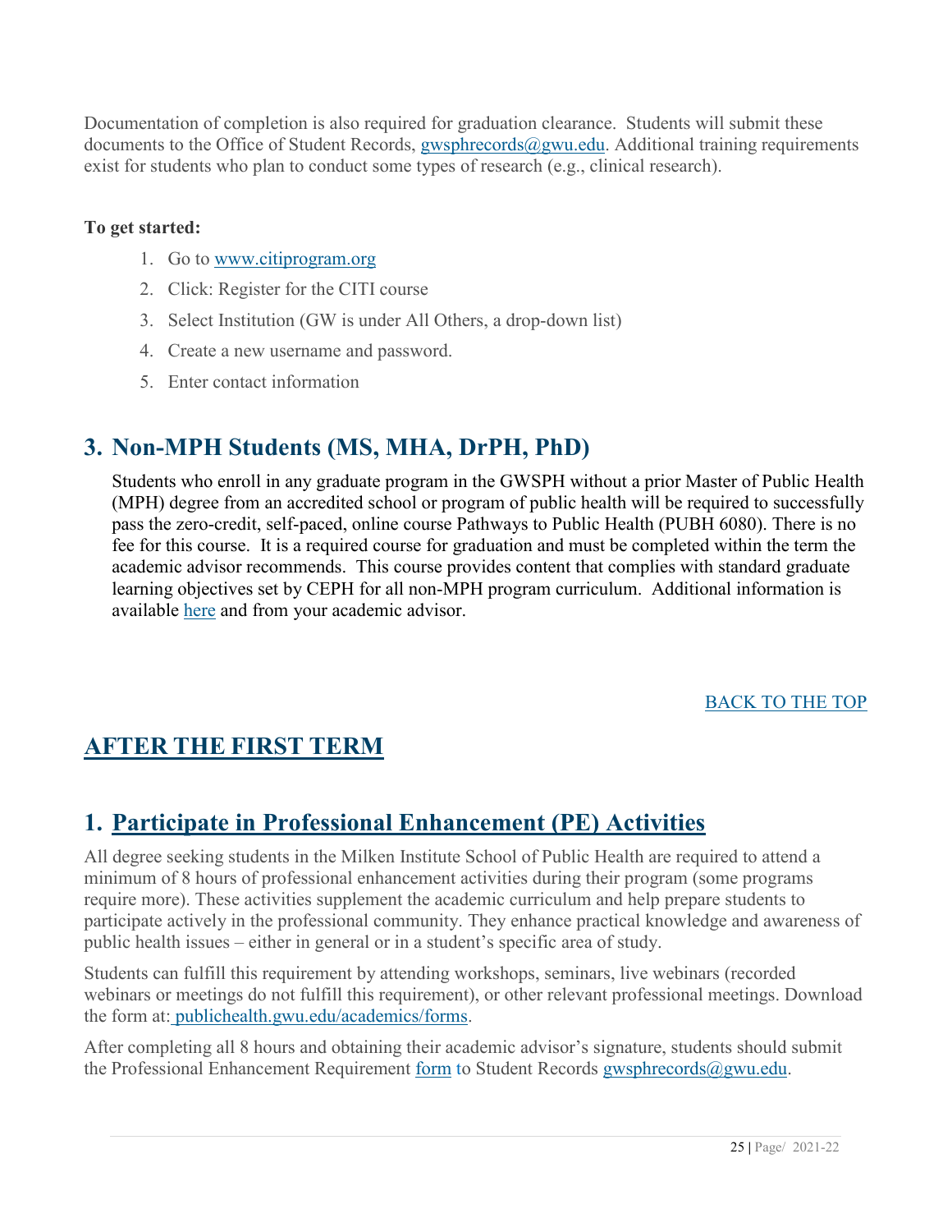Documentation of completion is also required for graduation clearance. Students will submit these documents to the Office of Student Records, gwsphrecords@gwu.edu. Additional training requirements exist for students who plan to conduct some types of research (e.g., clinical research).

**To get started:**

1. Go to www.citiprogram.org
2. Click: Register for the CITI course
3. Select Institution (GW is under All Others, a drop-down list)
4. Create a new username and password.
5. Enter contact information

## 3. Non-MPH Students (MS, MHA, DrPH, PhD)

Students who enroll in any graduate program in the GWSPH without a prior Master of Public Health (MPH) degree from an accredited school or program of public health will be required to successfully pass the zero-credit, self-paced, online course Pathways to Public Health (PUBH 6080). There is no fee for this course. It is a required course for graduation and must be completed within the term the academic advisor recommends. This course provides content that complies with standard graduate learning objectives set by CEPH for all non-MPH program curriculum. Additional information is available here and from your academic advisor.

BACK TO THE TOP

# AFTER THE FIRST TERM

## 1. Participate in Professional Enhancement (PE) Activities

All degree seeking students in the Milken Institute School of Public Health are required to attend a minimum of 8 hours of professional enhancement activities during their program (some programs require more). These activities supplement the academic curriculum and help prepare students to participate actively in the professional community. They enhance practical knowledge and awareness of public health issues – either in general or in a student's specific area of study.

Students can fulfill this requirement by attending workshops, seminars, live webinars (recorded webinars or meetings do not fulfill this requirement), or other relevant professional meetings. Download the form at: publichealth.gwu.edu/academics/forms.

After completing all 8 hours and obtaining their academic advisor's signature, students should submit the Professional Enhancement Requirement form to Student Records gwsphrecords@gwu.edu.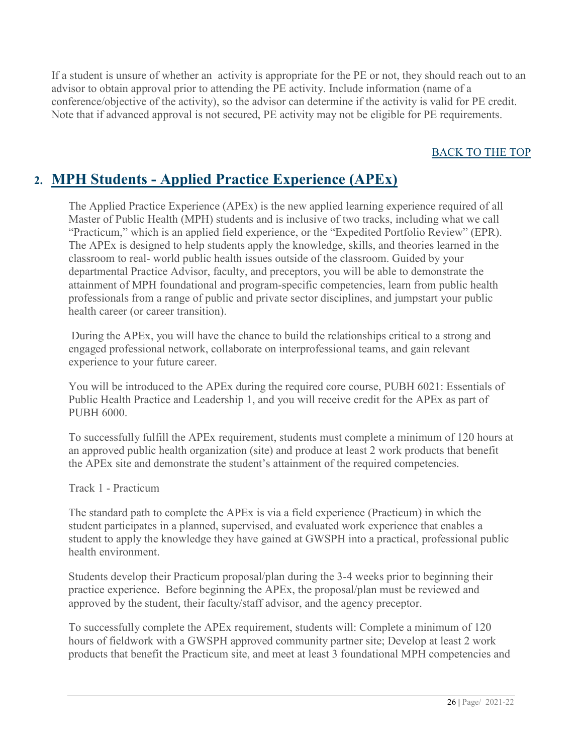If a student is unsure of whether an activity is appropriate for the PE or not, they should reach out to an advisor to obtain approval prior to attending the PE activity. Include information (name of a conference/objective of the activity), so the advisor can determine if the activity is valid for PE credit. Note that if advanced approval is not secured, PE activity may not be eligible for PE requirements.

BACK TO THE TOP

## 2. MPH Students - Applied Practice Experience (APEx)

The Applied Practice Experience (APEx) is the new applied learning experience required of all Master of Public Health (MPH) students and is inclusive of two tracks, including what we call "Practicum," which is an applied field experience, or the "Expedited Portfolio Review" (EPR). The APEx is designed to help students apply the knowledge, skills, and theories learned in the classroom to real- world public health issues outside of the classroom. Guided by your departmental Practice Advisor, faculty, and preceptors, you will be able to demonstrate the attainment of MPH foundational and program-specific competencies, learn from public health professionals from a range of public and private sector disciplines, and jumpstart your public health career (or career transition).

During the APEx, you will have the chance to build the relationships critical to a strong and engaged professional network, collaborate on interprofessional teams, and gain relevant experience to your future career.

You will be introduced to the APEx during the required core course, PUBH 6021: Essentials of Public Health Practice and Leadership 1, and you will receive credit for the APEx as part of PUBH 6000.

To successfully fulfill the APEx requirement, students must complete a minimum of 120 hours at an approved public health organization (site) and produce at least 2 work products that benefit the APEx site and demonstrate the student's attainment of the required competencies.

Track 1 - Practicum

The standard path to complete the APEx is via a field experience (Practicum) in which the student participates in a planned, supervised, and evaluated work experience that enables a student to apply the knowledge they have gained at GWSPH into a practical, professional public health environment.

Students develop their Practicum proposal/plan during the 3-4 weeks prior to beginning their practice experience. Before beginning the APEx, the proposal/plan must be reviewed and approved by the student, their faculty/staff advisor, and the agency preceptor.

To successfully complete the APEx requirement, students will: Complete a minimum of 120 hours of fieldwork with a GWSPH approved community partner site; Develop at least 2 work products that benefit the Practicum site, and meet at least 3 foundational MPH competencies and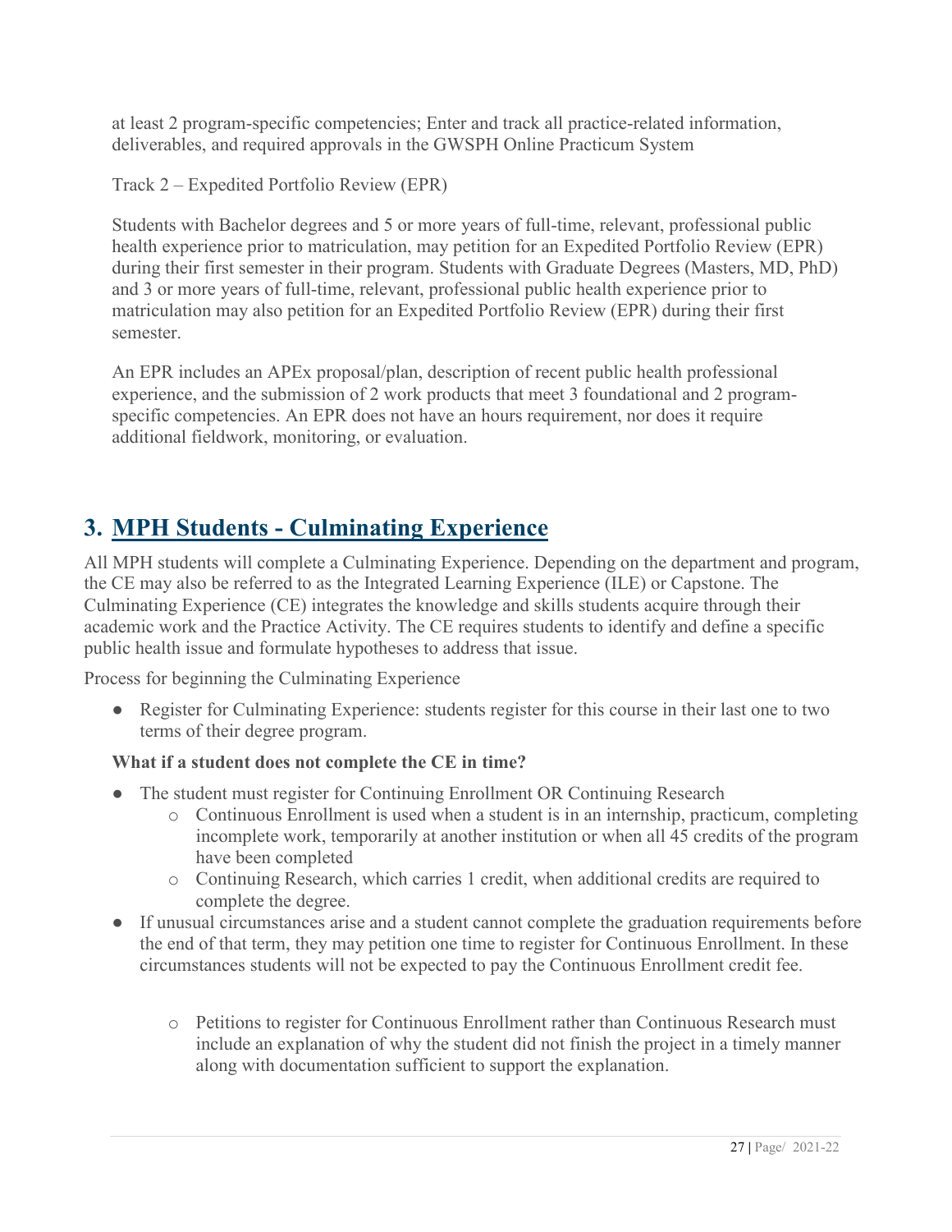at least 2 program-specific competencies; Enter and track all practice-related information, deliverables, and required approvals in the GWSPH Online Practicum System

Track 2 – Expedited Portfolio Review (EPR)

Students with Bachelor degrees and 5 or more years of full-time, relevant, professional public health experience prior to matriculation, may petition for an Expedited Portfolio Review (EPR) during their first semester in their program. Students with Graduate Degrees (Masters, MD, PhD) and 3 or more years of full-time, relevant, professional public health experience prior to matriculation may also petition for an Expedited Portfolio Review (EPR) during their first semester.

An EPR includes an APEx proposal/plan, description of recent public health professional experience, and the submission of 2 work products that meet 3 foundational and 2 program-specific competencies. An EPR does not have an hours requirement, nor does it require additional fieldwork, monitoring, or evaluation.

## 3. MPH Students - Culminating Experience

All MPH students will complete a Culminating Experience. Depending on the department and program, the CE may also be referred to as the Integrated Learning Experience (ILE) or Capstone. The Culminating Experience (CE) integrates the knowledge and skills students acquire through their academic work and the Practice Activity. The CE requires students to identify and define a specific public health issue and formulate hypotheses to address that issue.

Process for beginning the Culminating Experience

- Register for Culminating Experience: students register for this course in their last one to two terms of their degree program.

**What if a student does not complete the CE in time?**

- The student must register for Continuing Enrollment OR Continuing Research
  - Continuous Enrollment is used when a student is in an internship, practicum, completing incomplete work, temporarily at another institution or when all 45 credits of the program have been completed
  - Continuing Research, which carries 1 credit, when additional credits are required to complete the degree.
- If unusual circumstances arise and a student cannot complete the graduation requirements before the end of that term, they may petition one time to register for Continuous Enrollment. In these circumstances students will not be expected to pay the Continuous Enrollment credit fee.
  - Petitions to register for Continuous Enrollment rather than Continuous Research must include an explanation of why the student did not finish the project in a timely manner along with documentation sufficient to support the explanation.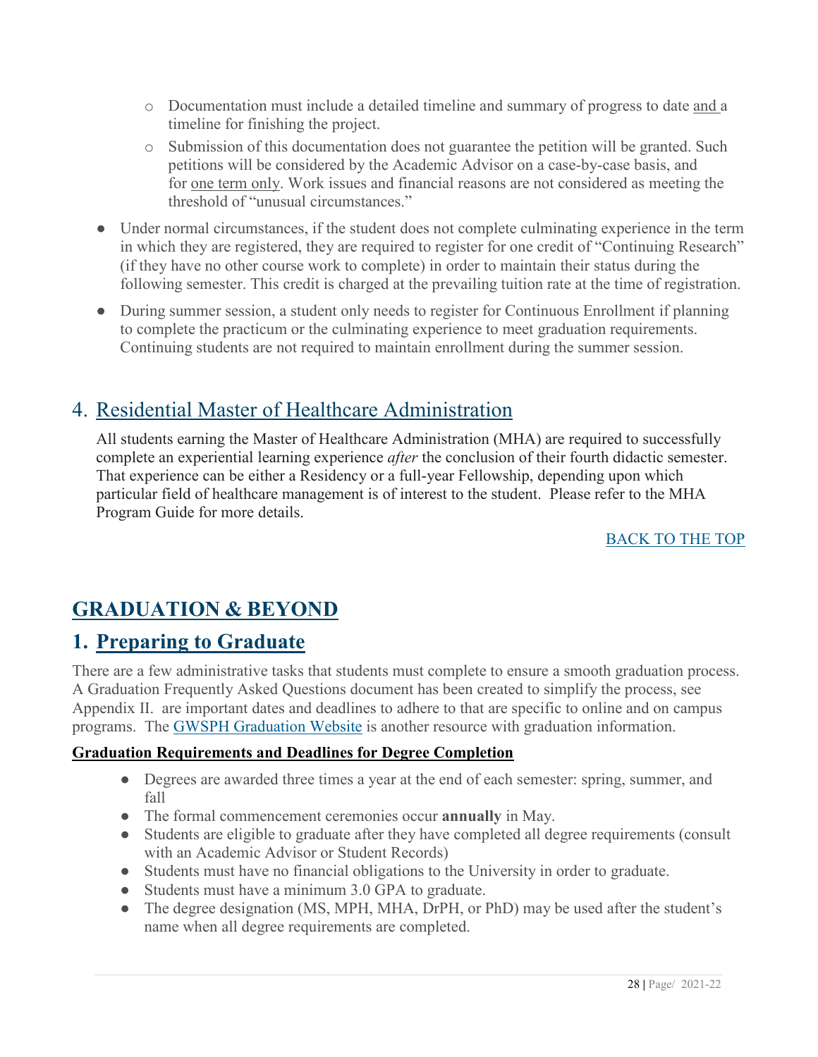- Documentation must include a detailed timeline and summary of progress to date and a timeline for finishing the project.
  - Submission of this documentation does not guarantee the petition will be granted. Such petitions will be considered by the Academic Advisor on a case-by-case basis, and for one term only. Work issues and financial reasons are not considered as meeting the threshold of "unusual circumstances."
- Under normal circumstances, if the student does not complete culminating experience in the term in which they are registered, they are required to register for one credit of "Continuing Research" (if they have no other course work to complete) in order to maintain their status during the following semester. This credit is charged at the prevailing tuition rate at the time of registration.
- During summer session, a student only needs to register for Continuous Enrollment if planning to complete the practicum or the culminating experience to meet graduation requirements. Continuing students are not required to maintain enrollment during the summer session.

## 4. Residential Master of Healthcare Administration

All students earning the Master of Healthcare Administration (MHA) are required to successfully complete an experiential learning experience *after* the conclusion of their fourth didactic semester. That experience can be either a Residency or a full-year Fellowship, depending upon which particular field of healthcare management is of interest to the student. Please refer to the MHA Program Guide for more details.

BACK TO THE TOP

# GRADUATION & BEYOND

## 1. Preparing to Graduate

There are a few administrative tasks that students must complete to ensure a smooth graduation process. A Graduation Frequently Asked Questions document has been created to simplify the process, see Appendix II. are important dates and deadlines to adhere to that are specific to online and on campus programs. The GWSPH Graduation Website is another resource with graduation information.

**Graduation Requirements and Deadlines for Degree Completion**

- Degrees are awarded three times a year at the end of each semester: spring, summer, and fall
- The formal commencement ceremonies occur **annually** in May.
- Students are eligible to graduate after they have completed all degree requirements (consult with an Academic Advisor or Student Records)
- Students must have no financial obligations to the University in order to graduate.
- Students must have a minimum 3.0 GPA to graduate.
- The degree designation (MS, MPH, MHA, DrPH, or PhD) may be used after the student's name when all degree requirements are completed.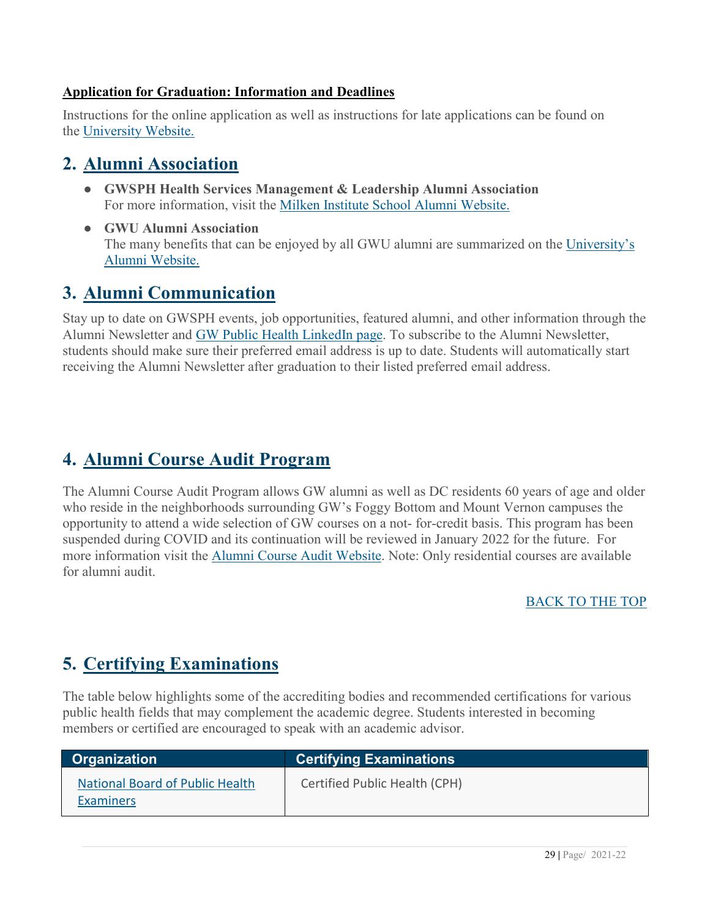**Application for Graduation: Information and Deadlines**

Instructions for the online application as well as instructions for late applications can be found on the University Website.

## 2. Alumni Association

- **GWSPH Health Services Management & Leadership Alumni Association**
  For more information, visit the Milken Institute School Alumni Website.
- **GWU Alumni Association**
  The many benefits that can be enjoyed by all GWU alumni are summarized on the University's Alumni Website.

## 3. Alumni Communication

Stay up to date on GWSPH events, job opportunities, featured alumni, and other information through the Alumni Newsletter and GW Public Health LinkedIn page. To subscribe to the Alumni Newsletter, students should make sure their preferred email address is up to date. Students will automatically start receiving the Alumni Newsletter after graduation to their listed preferred email address.

## 4. Alumni Course Audit Program

The Alumni Course Audit Program allows GW alumni as well as DC residents 60 years of age and older who reside in the neighborhoods surrounding GW's Foggy Bottom and Mount Vernon campuses the opportunity to attend a wide selection of GW courses on a not- for-credit basis. This program has been suspended during COVID and its continuation will be reviewed in January 2022 for the future. For more information visit the Alumni Course Audit Website. Note: Only residential courses are available for alumni audit.

BACK TO THE TOP

## 5. Certifying Examinations

The table below highlights some of the accrediting bodies and recommended certifications for various public health fields that may complement the academic degree. Students interested in becoming members or certified are encouraged to speak with an academic advisor.

| Organization | Certifying Examinations |
|---|---|
| National Board of Public Health Examiners | Certified Public Health (CPH) |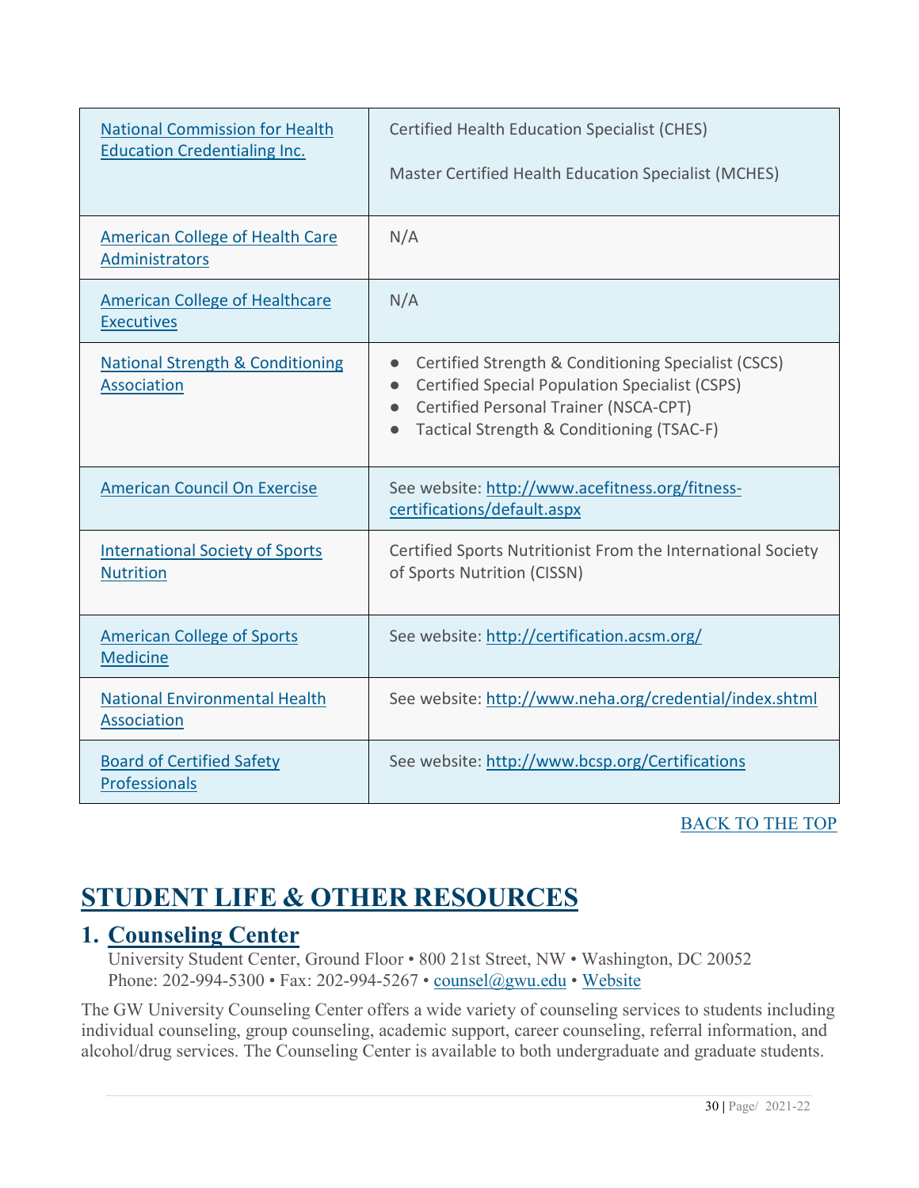| National Commission for Health Education Credentialing Inc. | Certified Health Education Specialist (CHES)<br><br>Master Certified Health Education Specialist (MCHES) |
|---|---|
| American College of Health Care Administrators | N/A |
| American College of Healthcare Executives | N/A |
| National Strength & Conditioning Association | ● Certified Strength & Conditioning Specialist (CSCS)<br>● Certified Special Population Specialist (CSPS)<br>● Certified Personal Trainer (NSCA-CPT)<br>● Tactical Strength & Conditioning (TSAC-F) |
| American Council On Exercise | See website: http://www.acefitness.org/fitness-certifications/default.aspx |
| International Society of Sports Nutrition | Certified Sports Nutritionist From the International Society of Sports Nutrition (CISSN) |
| American College of Sports Medicine | See website: http://certification.acsm.org/ |
| National Environmental Health Association | See website: http://www.neha.org/credential/index.shtml |
| Board of Certified Safety Professionals | See website: http://www.bcsp.org/Certifications |

BACK TO THE TOP

# STUDENT LIFE & OTHER RESOURCES

## 1. Counseling Center

University Student Center, Ground Floor • 800 21st Street, NW • Washington, DC 20052
Phone: 202-994-5300 • Fax: 202-994-5267 • counsel@gwu.edu • Website

The GW University Counseling Center offers a wide variety of counseling services to students including individual counseling, group counseling, academic support, career counseling, referral information, and alcohol/drug services. The Counseling Center is available to both undergraduate and graduate students.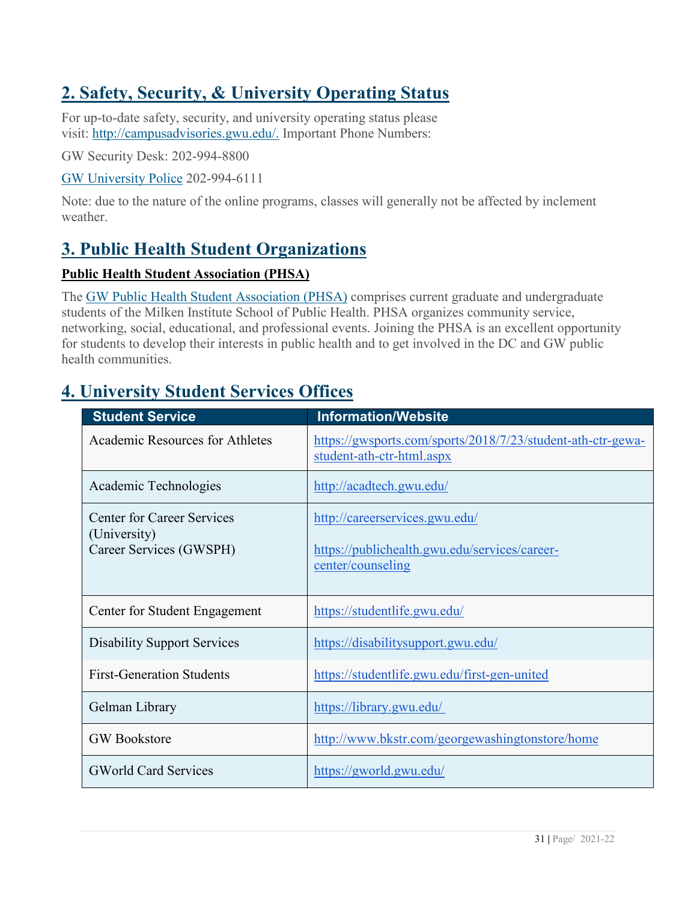## 2. Safety, Security, & University Operating Status

For up-to-date safety, security, and university operating status please visit: http://campusadvisories.gwu.edu/. Important Phone Numbers:

GW Security Desk: 202-994-8800

GW University Police 202-994-6111

Note: due to the nature of the online programs, classes will generally not be affected by inclement weather.

## 3. Public Health Student Organizations

**Public Health Student Association (PHSA)**

The GW Public Health Student Association (PHSA) comprises current graduate and undergraduate students of the Milken Institute School of Public Health. PHSA organizes community service, networking, social, educational, and professional events. Joining the PHSA is an excellent opportunity for students to develop their interests in public health and to get involved in the DC and GW public health communities.

## 4. University Student Services Offices

| Student Service | Information/Website |
|---|---|
| Academic Resources for Athletes | https://gwsports.com/sports/2018/7/23/student-ath-ctr-gewa-student-ath-ctr-html.aspx |
| Academic Technologies | http://acadtech.gwu.edu/ |
| Center for Career Services (University)<br>Career Services (GWSPH) | http://careerservices.gwu.edu/<br><br>https://publichealth.gwu.edu/services/career-center/counseling |
| Center for Student Engagement | https://studentlife.gwu.edu/ |
| Disability Support Services | https://disabilitysupport.gwu.edu/ |
| First-Generation Students | https://studentlife.gwu.edu/first-gen-united |
| Gelman Library | https://library.gwu.edu/ |
| GW Bookstore | http://www.bkstr.com/georgewashingtonstore/home |
| GWorld Card Services | https://gworld.gwu.edu/ |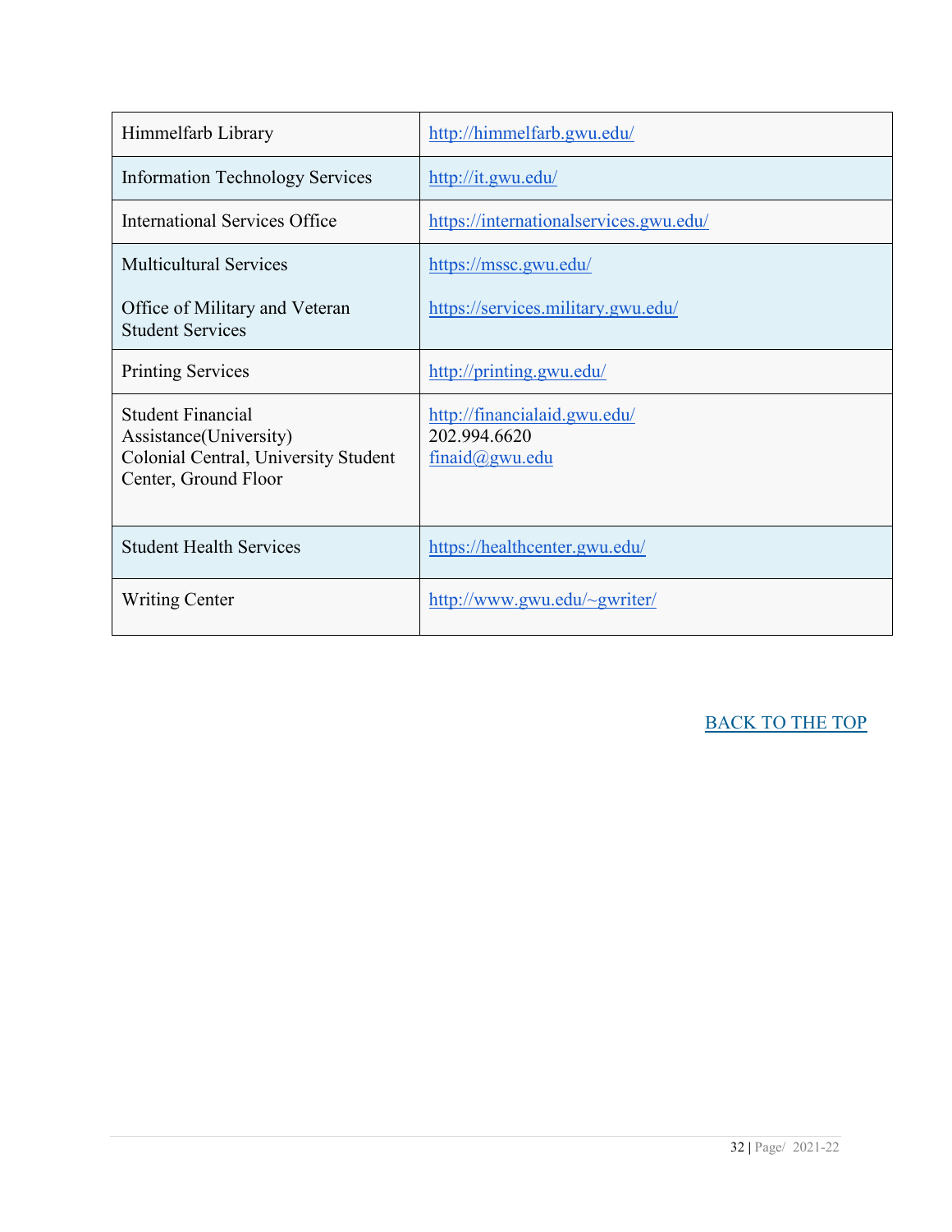| | |
|---|---|
| Himmelfarb Library | http://himmelfarb.gwu.edu/ |
| Information Technology Services | http://it.gwu.edu/ |
| International Services Office | https://internationalservices.gwu.edu/ |
| Multicultural Services<br><br>Office of Military and Veteran Student Services | https://mssc.gwu.edu/<br><br>https://services.military.gwu.edu/ |
| Printing Services | http://printing.gwu.edu/ |
| Student Financial Assistance(University)<br>Colonial Central, University Student Center, Ground Floor | http://financialaid.gwu.edu/<br>202.994.6620<br>finaid@gwu.edu |
| Student Health Services | https://healthcenter.gwu.edu/ |
| Writing Center | http://www.gwu.edu/~gwriter/ |

BACK TO THE TOP